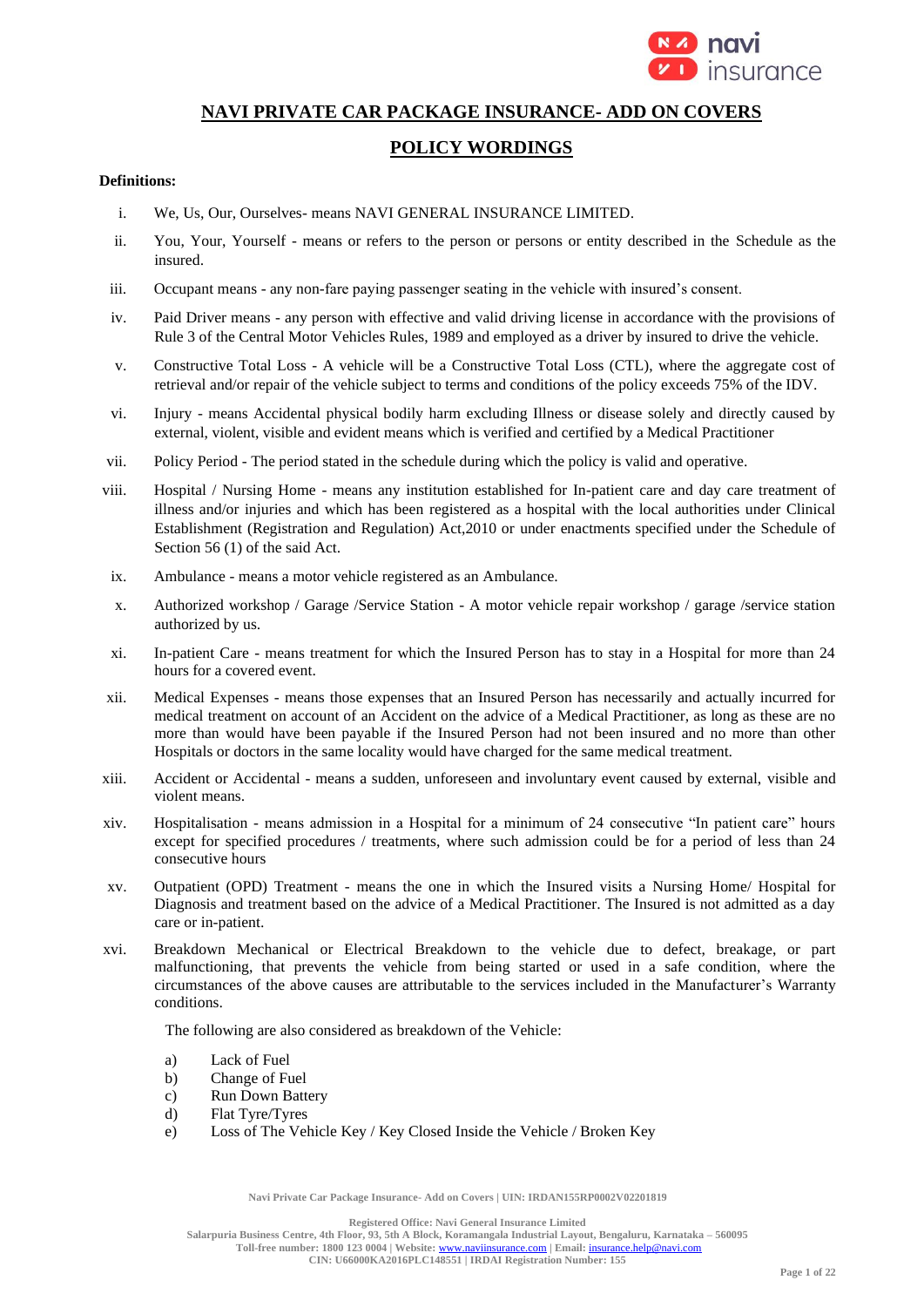# NAVI PRIVATE CAR PACKAGE INSURANCE- ADD ON COVERS

## POLICY WORDINGS

**Definitions:**

i. We, Us, Our, Ourselves- means NAVI GENERAL INSURANCE LIMITED.

ii. You, Your, Yourself - means or refers to the person or persons or entity described in the Schedule as the insured.

iii. Occupant means - any non-fare paying passenger seating in the vehicle with insured's consent.

iv. Paid Driver means - any person with effective and valid driving license in accordance with the provisions of Rule 3 of the Central Motor Vehicles Rules, 1989 and employed as a driver by insured to drive the vehicle.

v. Constructive Total Loss - A vehicle will be a Constructive Total Loss (CTL), where the aggregate cost of retrieval and/or repair of the vehicle subject to terms and conditions of the policy exceeds 75% of the IDV.

vi. Injury - means Accidental physical bodily harm excluding Illness or disease solely and directly caused by external, violent, visible and evident means which is verified and certified by a Medical Practitioner

vii. Policy Period - The period stated in the schedule during which the policy is valid and operative.

viii. Hospital / Nursing Home - means any institution established for In-patient care and day care treatment of illness and/or injuries and which has been registered as a hospital with the local authorities under Clinical Establishment (Registration and Regulation) Act,2010 or under enactments specified under the Schedule of Section 56 (1) of the said Act.

ix. Ambulance - means a motor vehicle registered as an Ambulance.

x. Authorized workshop / Garage /Service Station - A motor vehicle repair workshop / garage /service station authorized by us.

xi. In-patient Care - means treatment for which the Insured Person has to stay in a Hospital for more than 24 hours for a covered event.

xii. Medical Expenses - means those expenses that an Insured Person has necessarily and actually incurred for medical treatment on account of an Accident on the advice of a Medical Practitioner, as long as these are no more than would have been payable if the Insured Person had not been insured and no more than other Hospitals or doctors in the same locality would have charged for the same medical treatment.

xiii. Accident or Accidental - means a sudden, unforeseen and involuntary event caused by external, visible and violent means.

xiv. Hospitalisation - means admission in a Hospital for a minimum of 24 consecutive "In patient care" hours except for specified procedures / treatments, where such admission could be for a period of less than 24 consecutive hours

xv. Outpatient (OPD) Treatment - means the one in which the Insured visits a Nursing Home/ Hospital for Diagnosis and treatment based on the advice of a Medical Practitioner. The Insured is not admitted as a day care or in-patient.

xvi. Breakdown Mechanical or Electrical Breakdown to the vehicle due to defect, breakage, or part malfunctioning, that prevents the vehicle from being started or used in a safe condition, where the circumstances of the above causes are attributable to the services included in the Manufacturer's Warranty conditions.

The following are also considered as breakdown of the Vehicle:

a) Lack of Fuel
b) Change of Fuel
c) Run Down Battery
d) Flat Tyre/Tyres
e) Loss of The Vehicle Key / Key Closed Inside the Vehicle / Broken Key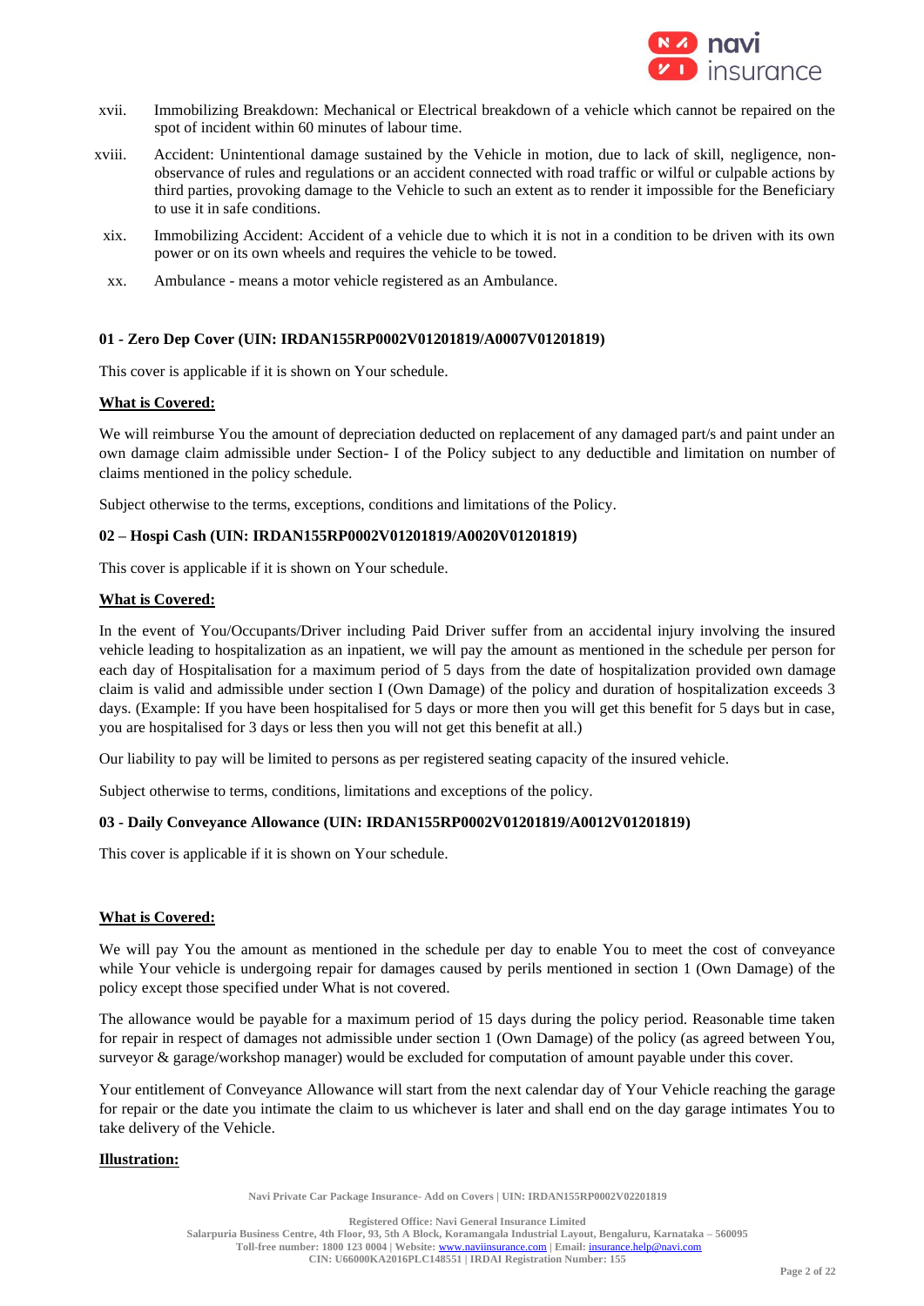xvii. Immobilizing Breakdown: Mechanical or Electrical breakdown of a vehicle which cannot be repaired on the spot of incident within 60 minutes of labour time.

xviii. Accident: Unintentional damage sustained by the Vehicle in motion, due to lack of skill, negligence, non-observance of rules and regulations or an accident connected with road traffic or wilful or culpable actions by third parties, provoking damage to the Vehicle to such an extent as to render it impossible for the Beneficiary to use it in safe conditions.

xix. Immobilizing Accident: Accident of a vehicle due to which it is not in a condition to be driven with its own power or on its own wheels and requires the vehicle to be towed.

xx. Ambulance - means a motor vehicle registered as an Ambulance.

**01 - Zero Dep Cover (UIN: IRDAN155RP0002V01201819/A0007V01201819)**

This cover is applicable if it is shown on Your schedule.

**What is Covered:**

We will reimburse You the amount of depreciation deducted on replacement of any damaged part/s and paint under an own damage claim admissible under Section- I of the Policy subject to any deductible and limitation on number of claims mentioned in the policy schedule.

Subject otherwise to the terms, exceptions, conditions and limitations of the Policy.

**02 – Hospi Cash (UIN: IRDAN155RP0002V01201819/A0020V01201819)**

This cover is applicable if it is shown on Your schedule.

**What is Covered:**

In the event of You/Occupants/Driver including Paid Driver suffer from an accidental injury involving the insured vehicle leading to hospitalization as an inpatient, we will pay the amount as mentioned in the schedule per person for each day of Hospitalisation for a maximum period of 5 days from the date of hospitalization provided own damage claim is valid and admissible under section I (Own Damage) of the policy and duration of hospitalization exceeds 3 days. (Example: If you have been hospitalised for 5 days or more then you will get this benefit for 5 days but in case, you are hospitalised for 3 days or less then you will not get this benefit at all.)

Our liability to pay will be limited to persons as per registered seating capacity of the insured vehicle.

Subject otherwise to terms, conditions, limitations and exceptions of the policy.

**03 - Daily Conveyance Allowance (UIN: IRDAN155RP0002V01201819/A0012V01201819)**

This cover is applicable if it is shown on Your schedule.

**What is Covered:**

We will pay You the amount as mentioned in the schedule per day to enable You to meet the cost of conveyance while Your vehicle is undergoing repair for damages caused by perils mentioned in section 1 (Own Damage) of the policy except those specified under What is not covered.

The allowance would be payable for a maximum period of 15 days during the policy period. Reasonable time taken for repair in respect of damages not admissible under section 1 (Own Damage) of the policy (as agreed between You, surveyor & garage/workshop manager) would be excluded for computation of amount payable under this cover.

Your entitlement of Conveyance Allowance will start from the next calendar day of Your Vehicle reaching the garage for repair or the date you intimate the claim to us whichever is later and shall end on the day garage intimates You to take delivery of the Vehicle.

**Illustration:**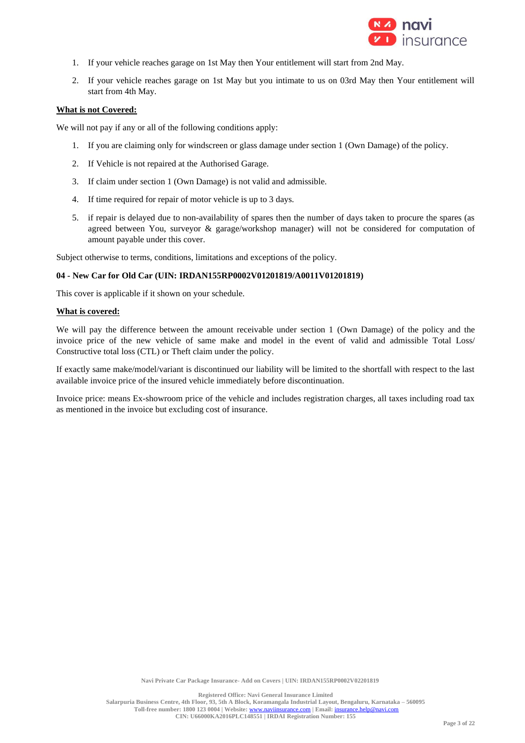1. If your vehicle reaches garage on 1st May then Your entitlement will start from 2nd May.
2. If your vehicle reaches garage on 1st May but you intimate to us on 03rd May then Your entitlement will start from 4th May.

**What is not Covered:**

We will not pay if any or all of the following conditions apply:

1. If you are claiming only for windscreen or glass damage under section 1 (Own Damage) of the policy.
2. If Vehicle is not repaired at the Authorised Garage.
3. If claim under section 1 (Own Damage) is not valid and admissible.
4. If time required for repair of motor vehicle is up to 3 days.
5. if repair is delayed due to non-availability of spares then the number of days taken to procure the spares (as agreed between You, surveyor & garage/workshop manager) will not be considered for computation of amount payable under this cover.

Subject otherwise to terms, conditions, limitations and exceptions of the policy.

**04 - New Car for Old Car (UIN: IRDAN155RP0002V01201819/A0011V01201819)**

This cover is applicable if it shown on your schedule.

**What is covered:**

We will pay the difference between the amount receivable under section 1 (Own Damage) of the policy and the invoice price of the new vehicle of same make and model in the event of valid and admissible Total Loss/ Constructive total loss (CTL) or Theft claim under the policy.

If exactly same make/model/variant is discontinued our liability will be limited to the shortfall with respect to the last available invoice price of the insured vehicle immediately before discontinuation.

Invoice price: means Ex-showroom price of the vehicle and includes registration charges, all taxes including road tax as mentioned in the invoice but excluding cost of insurance.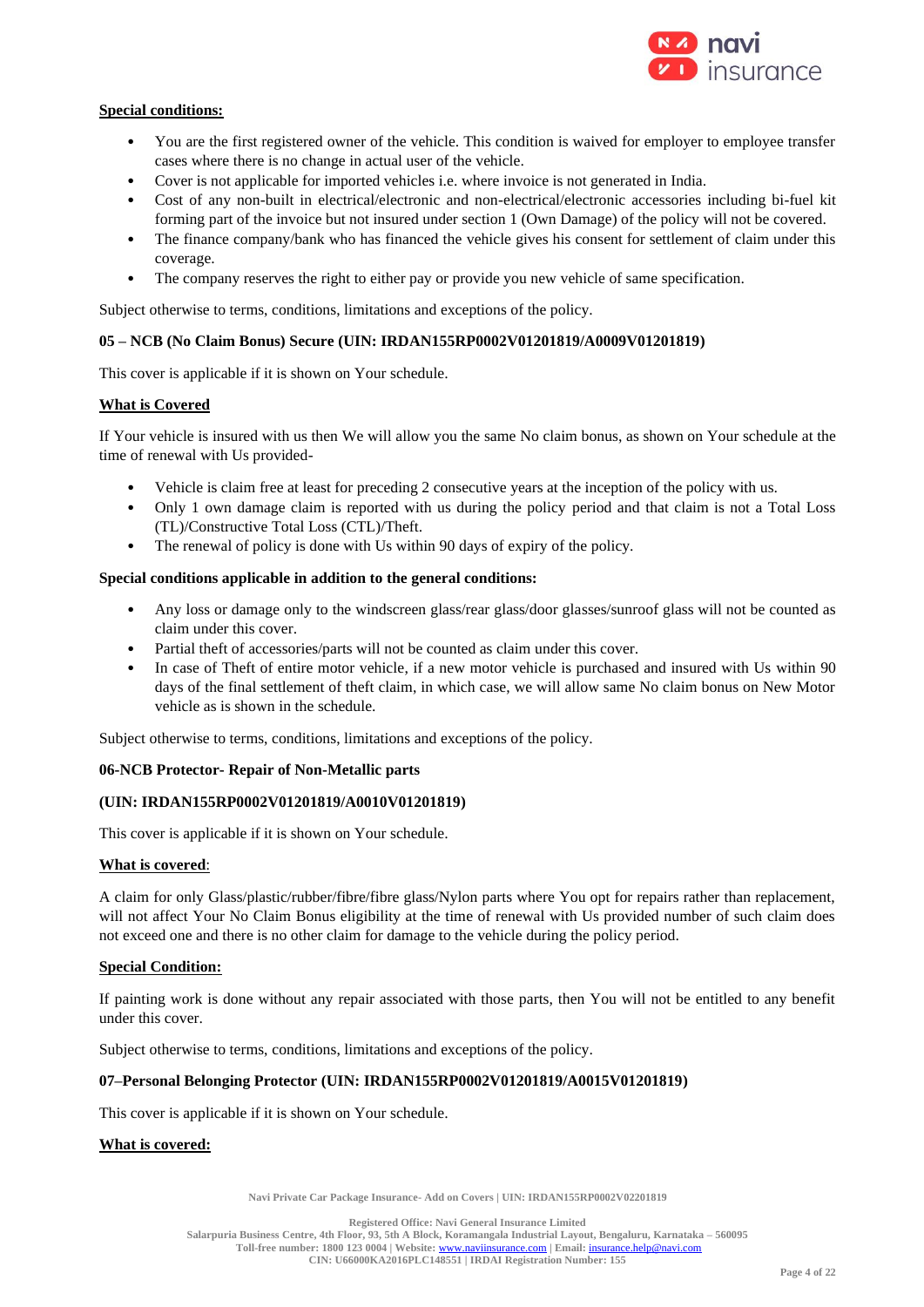**Special conditions:**

- You are the first registered owner of the vehicle. This condition is waived for employer to employee transfer cases where there is no change in actual user of the vehicle.
- Cover is not applicable for imported vehicles i.e. where invoice is not generated in India.
- Cost of any non-built in electrical/electronic and non-electrical/electronic accessories including bi-fuel kit forming part of the invoice but not insured under section 1 (Own Damage) of the policy will not be covered.
- The finance company/bank who has financed the vehicle gives his consent for settlement of claim under this coverage.
- The company reserves the right to either pay or provide you new vehicle of same specification.

Subject otherwise to terms, conditions, limitations and exceptions of the policy.

**05 – NCB (No Claim Bonus) Secure (UIN: IRDAN155RP0002V01201819/A0009V01201819)**

This cover is applicable if it is shown on Your schedule.

**What is Covered**

If Your vehicle is insured with us then We will allow you the same No claim bonus, as shown on Your schedule at the time of renewal with Us provided-

- Vehicle is claim free at least for preceding 2 consecutive years at the inception of the policy with us.
- Only 1 own damage claim is reported with us during the policy period and that claim is not a Total Loss (TL)/Constructive Total Loss (CTL)/Theft.
- The renewal of policy is done with Us within 90 days of expiry of the policy.

**Special conditions applicable in addition to the general conditions:**

- Any loss or damage only to the windscreen glass/rear glass/door glasses/sunroof glass will not be counted as claim under this cover.
- Partial theft of accessories/parts will not be counted as claim under this cover.
- In case of Theft of entire motor vehicle, if a new motor vehicle is purchased and insured with Us within 90 days of the final settlement of theft claim, in which case, we will allow same No claim bonus on New Motor vehicle as is shown in the schedule.

Subject otherwise to terms, conditions, limitations and exceptions of the policy.

**06-NCB Protector- Repair of Non-Metallic parts**

**(UIN: IRDAN155RP0002V01201819/A0010V01201819)**

This cover is applicable if it is shown on Your schedule.

**What is covered:**

A claim for only Glass/plastic/rubber/fibre/fibre glass/Nylon parts where You opt for repairs rather than replacement, will not affect Your No Claim Bonus eligibility at the time of renewal with Us provided number of such claim does not exceed one and there is no other claim for damage to the vehicle during the policy period.

**Special Condition:**

If painting work is done without any repair associated with those parts, then You will not be entitled to any benefit under this cover.

Subject otherwise to terms, conditions, limitations and exceptions of the policy.

**07–Personal Belonging Protector (UIN: IRDAN155RP0002V01201819/A0015V01201819)**

This cover is applicable if it is shown on Your schedule.

**What is covered:**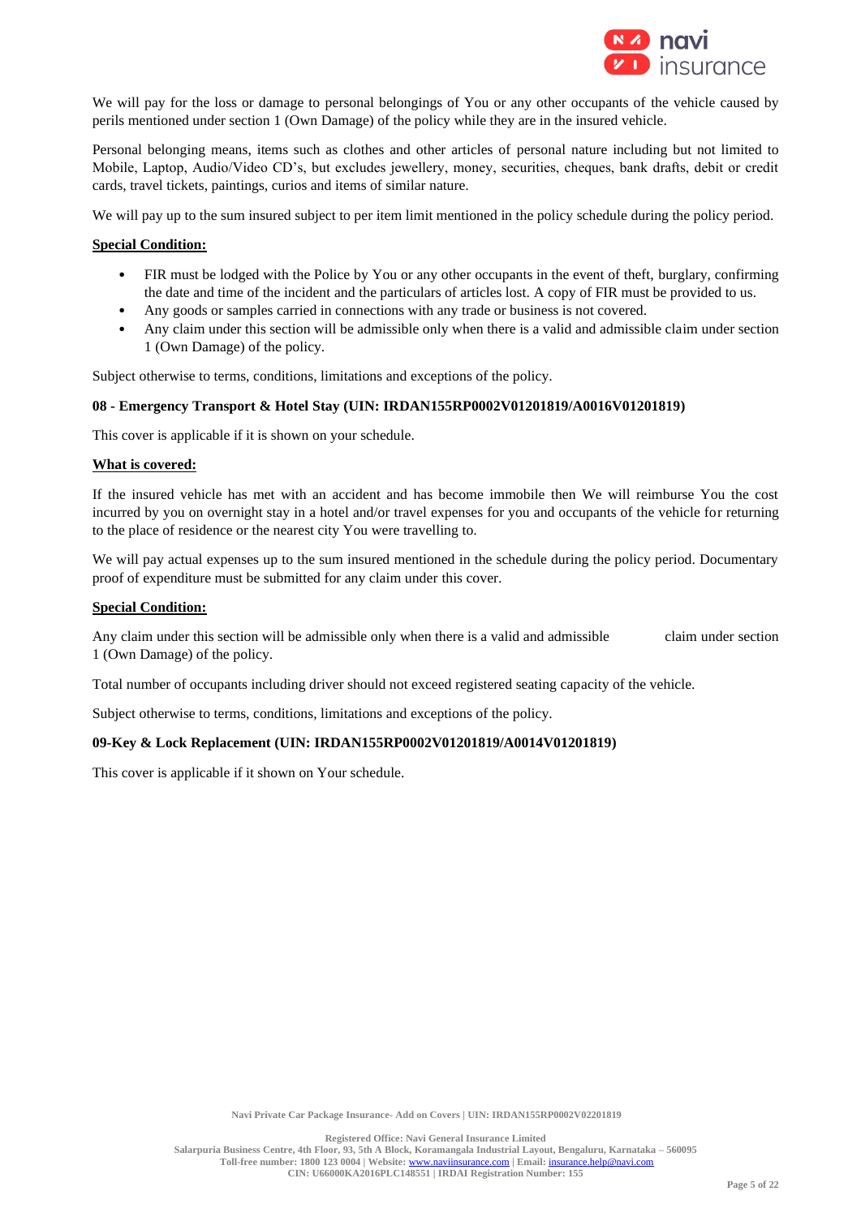We will pay for the loss or damage to personal belongings of You or any other occupants of the vehicle caused by perils mentioned under section 1 (Own Damage) of the policy while they are in the insured vehicle.

Personal belonging means, items such as clothes and other articles of personal nature including but not limited to Mobile, Laptop, Audio/Video CD's, but excludes jewellery, money, securities, cheques, bank drafts, debit or credit cards, travel tickets, paintings, curios and items of similar nature.

We will pay up to the sum insured subject to per item limit mentioned in the policy schedule during the policy period.

**Special Condition:**

- FIR must be lodged with the Police by You or any other occupants in the event of theft, burglary, confirming the date and time of the incident and the particulars of articles lost. A copy of FIR must be provided to us.
- Any goods or samples carried in connections with any trade or business is not covered.
- Any claim under this section will be admissible only when there is a valid and admissible claim under section 1 (Own Damage) of the policy.

Subject otherwise to terms, conditions, limitations and exceptions of the policy.

**08 - Emergency Transport & Hotel Stay (UIN: IRDAN155RP0002V01201819/A0016V01201819)**

This cover is applicable if it is shown on your schedule.

**What is covered:**

If the insured vehicle has met with an accident and has become immobile then We will reimburse You the cost incurred by you on overnight stay in a hotel and/or travel expenses for you and occupants of the vehicle for returning to the place of residence or the nearest city You were travelling to.

We will pay actual expenses up to the sum insured mentioned in the schedule during the policy period. Documentary proof of expenditure must be submitted for any claim under this cover.

**Special Condition:**

Any claim under this section will be admissible only when there is a valid and admissible claim under section 1 (Own Damage) of the policy.

Total number of occupants including driver should not exceed registered seating capacity of the vehicle.

Subject otherwise to terms, conditions, limitations and exceptions of the policy.

**09-Key & Lock Replacement (UIN: IRDAN155RP0002V01201819/A0014V01201819)**

This cover is applicable if it shown on Your schedule.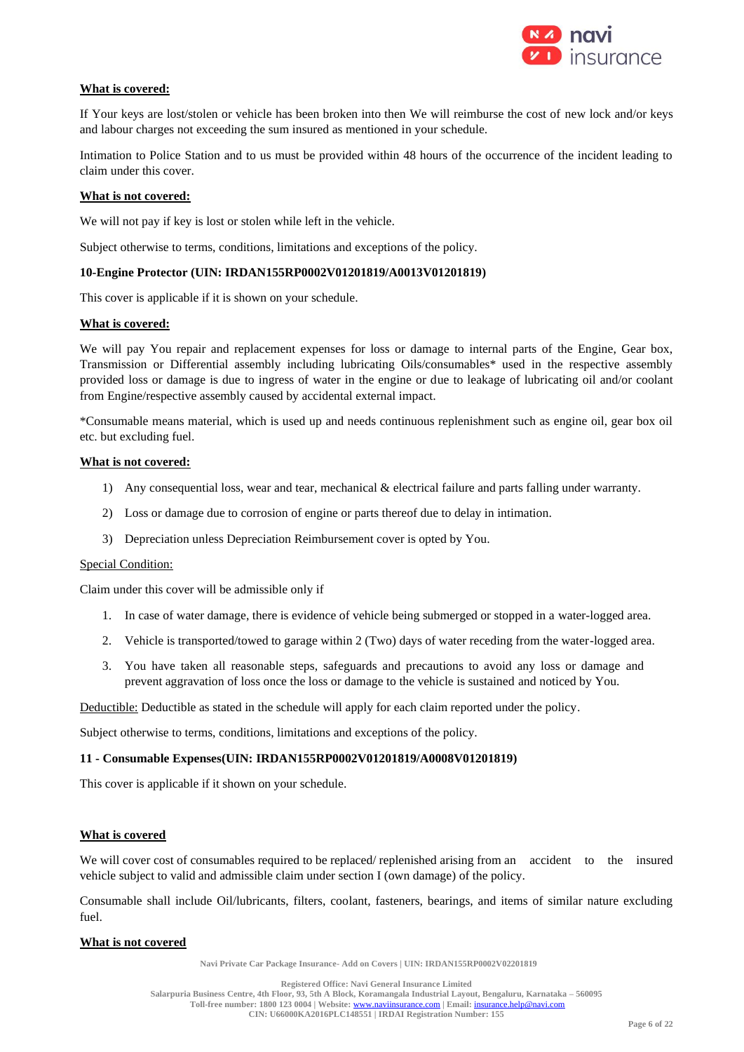**What is covered:**

If Your keys are lost/stolen or vehicle has been broken into then We will reimburse the cost of new lock and/or keys and labour charges not exceeding the sum insured as mentioned in your schedule.

Intimation to Police Station and to us must be provided within 48 hours of the occurrence of the incident leading to claim under this cover.

**What is not covered:**

We will not pay if key is lost or stolen while left in the vehicle.

Subject otherwise to terms, conditions, limitations and exceptions of the policy.

### 10-Engine Protector (UIN: IRDAN155RP0002V01201819/A0013V01201819)

This cover is applicable if it is shown on your schedule.

**What is covered:**

We will pay You repair and replacement expenses for loss or damage to internal parts of the Engine, Gear box, Transmission or Differential assembly including lubricating Oils/consumables* used in the respective assembly provided loss or damage is due to ingress of water in the engine or due to leakage of lubricating oil and/or coolant from Engine/respective assembly caused by accidental external impact.

*Consumable means material, which is used up and needs continuous replenishment such as engine oil, gear box oil etc. but excluding fuel.

**What is not covered:**

1) Any consequential loss, wear and tear, mechanical & electrical failure and parts falling under warranty.
2) Loss or damage due to corrosion of engine or parts thereof due to delay in intimation.
3) Depreciation unless Depreciation Reimbursement cover is opted by You.

Special Condition:

Claim under this cover will be admissible only if

1. In case of water damage, there is evidence of vehicle being submerged or stopped in a water-logged area.
2. Vehicle is transported/towed to garage within 2 (Two) days of water receding from the water-logged area.
3. You have taken all reasonable steps, safeguards and precautions to avoid any loss or damage and prevent aggravation of loss once the loss or damage to the vehicle is sustained and noticed by You.

Deductible: Deductible as stated in the schedule will apply for each claim reported under the policy.

Subject otherwise to terms, conditions, limitations and exceptions of the policy.

### 11 - Consumable Expenses(UIN: IRDAN155RP0002V01201819/A0008V01201819)

This cover is applicable if it shown on your schedule.

**What is covered**

We will cover cost of consumables required to be replaced/ replenished arising from an accident to the insured vehicle subject to valid and admissible claim under section I (own damage) of the policy.

Consumable shall include Oil/lubricants, filters, coolant, fasteners, bearings, and items of similar nature excluding fuel.

**What is not covered**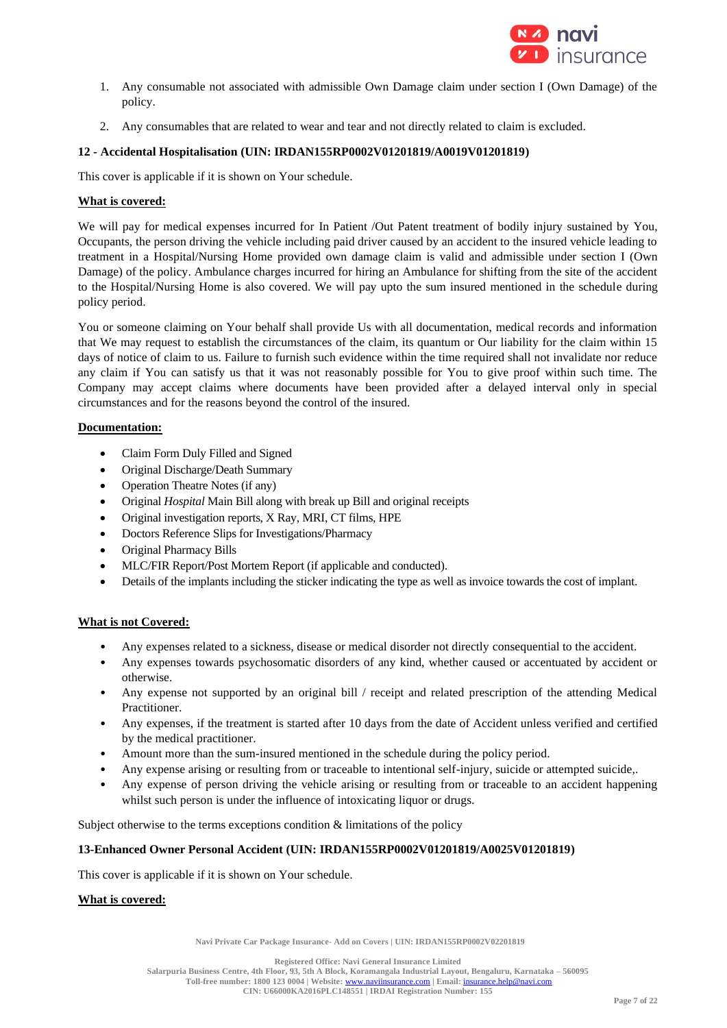1. Any consumable not associated with admissible Own Damage claim under section I (Own Damage) of the policy.
2. Any consumables that are related to wear and tear and not directly related to claim is excluded.

**12 - Accidental Hospitalisation (UIN: IRDAN155RP0002V01201819/A0019V01201819)**

This cover is applicable if it is shown on Your schedule.

**What is covered:**

We will pay for medical expenses incurred for In Patient /Out Patent treatment of bodily injury sustained by You, Occupants, the person driving the vehicle including paid driver caused by an accident to the insured vehicle leading to treatment in a Hospital/Nursing Home provided own damage claim is valid and admissible under section I (Own Damage) of the policy. Ambulance charges incurred for hiring an Ambulance for shifting from the site of the accident to the Hospital/Nursing Home is also covered. We will pay upto the sum insured mentioned in the schedule during policy period.

You or someone claiming on Your behalf shall provide Us with all documentation, medical records and information that We may request to establish the circumstances of the claim, its quantum or Our liability for the claim within 15 days of notice of claim to us. Failure to furnish such evidence within the time required shall not invalidate nor reduce any claim if You can satisfy us that it was not reasonably possible for You to give proof within such time. The Company may accept claims where documents have been provided after a delayed interval only in special circumstances and for the reasons beyond the control of the insured.

**Documentation:**

- Claim Form Duly Filled and Signed
- Original Discharge/Death Summary
- Operation Theatre Notes (if any)
- Original *Hospital* Main Bill along with break up Bill and original receipts
- Original investigation reports, X Ray, MRI, CT films, HPE
- Doctors Reference Slips for Investigations/Pharmacy
- Original Pharmacy Bills
- MLC/FIR Report/Post Mortem Report (if applicable and conducted).
- Details of the implants including the sticker indicating the type as well as invoice towards the cost of implant.

**What is not Covered:**

- Any expenses related to a sickness, disease or medical disorder not directly consequential to the accident.
- Any expenses towards psychosomatic disorders of any kind, whether caused or accentuated by accident or otherwise.
- Any expense not supported by an original bill / receipt and related prescription of the attending Medical Practitioner.
- Any expenses, if the treatment is started after 10 days from the date of Accident unless verified and certified by the medical practitioner.
- Amount more than the sum-insured mentioned in the schedule during the policy period.
- Any expense arising or resulting from or traceable to intentional self-injury, suicide or attempted suicide,.
- Any expense of person driving the vehicle arising or resulting from or traceable to an accident happening whilst such person is under the influence of intoxicating liquor or drugs.

Subject otherwise to the terms exceptions condition & limitations of the policy

**13-Enhanced Owner Personal Accident (UIN: IRDAN155RP0002V01201819/A0025V01201819)**

This cover is applicable if it is shown on Your schedule.

**What is covered:**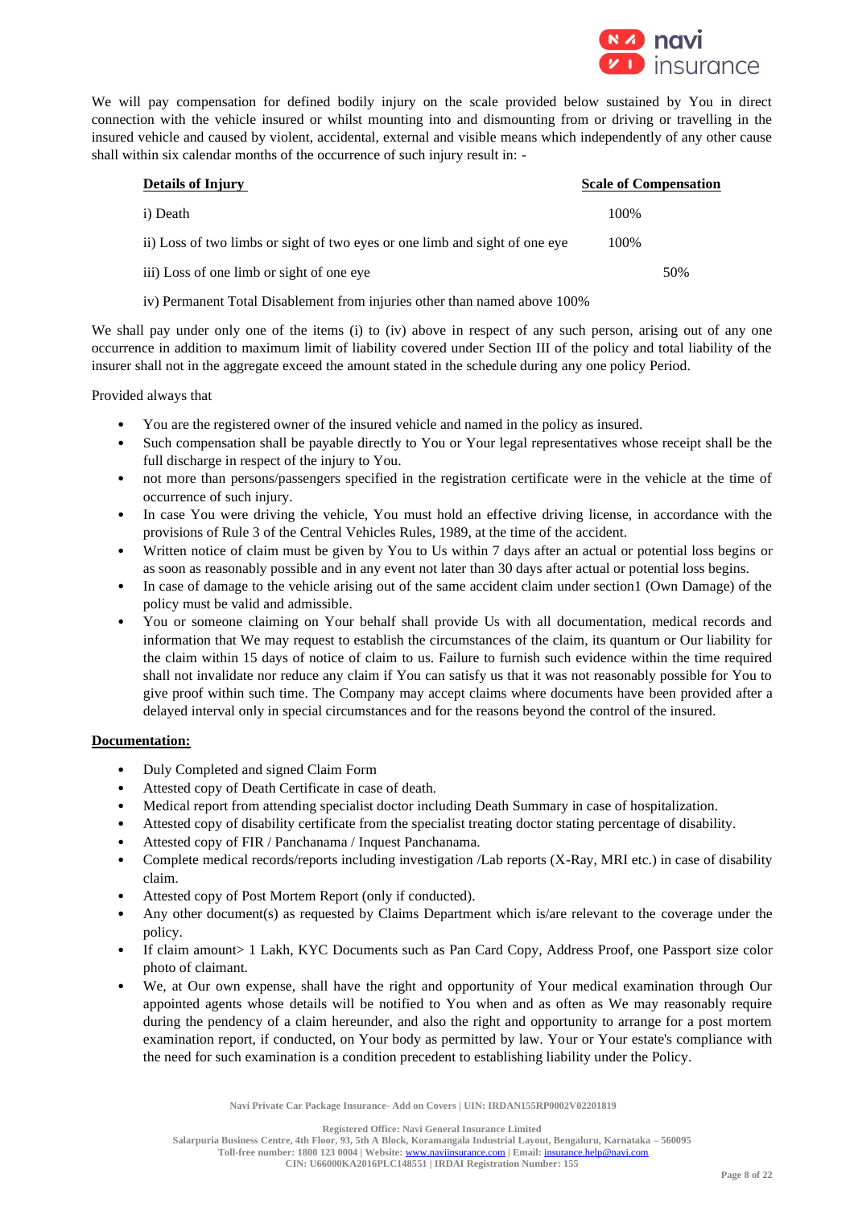We will pay compensation for defined bodily injury on the scale provided below sustained by You in direct connection with the vehicle insured or whilst mounting into and dismounting from or driving or travelling in the insured vehicle and caused by violent, accidental, external and visible means which independently of any other cause shall within six calendar months of the occurrence of such injury result in: -

| **Details of Injury** | **Scale of Compensation** |
|---|---|
| i) Death | 100% |
| ii) Loss of two limbs or sight of two eyes or one limb and sight of one eye | 100% |
| iii) Loss of one limb or sight of one eye | 50% |
| iv) Permanent Total Disablement from injuries other than named above | 100% |

We shall pay under only one of the items (i) to (iv) above in respect of any such person, arising out of any one occurrence in addition to maximum limit of liability covered under Section III of the policy and total liability of the insurer shall not in the aggregate exceed the amount stated in the schedule during any one policy Period.

Provided always that

- You are the registered owner of the insured vehicle and named in the policy as insured.
- Such compensation shall be payable directly to You or Your legal representatives whose receipt shall be the full discharge in respect of the injury to You.
- not more than persons/passengers specified in the registration certificate were in the vehicle at the time of occurrence of such injury.
- In case You were driving the vehicle, You must hold an effective driving license, in accordance with the provisions of Rule 3 of the Central Vehicles Rules, 1989, at the time of the accident.
- Written notice of claim must be given by You to Us within 7 days after an actual or potential loss begins or as soon as reasonably possible and in any event not later than 30 days after actual or potential loss begins.
- In case of damage to the vehicle arising out of the same accident claim under section1 (Own Damage) of the policy must be valid and admissible.
- You or someone claiming on Your behalf shall provide Us with all documentation, medical records and information that We may request to establish the circumstances of the claim, its quantum or Our liability for the claim within 15 days of notice of claim to us. Failure to furnish such evidence within the time required shall not invalidate nor reduce any claim if You can satisfy us that it was not reasonably possible for You to give proof within such time. The Company may accept claims where documents have been provided after a delayed interval only in special circumstances and for the reasons beyond the control of the insured.

**Documentation:**

- Duly Completed and signed Claim Form
- Attested copy of Death Certificate in case of death.
- Medical report from attending specialist doctor including Death Summary in case of hospitalization.
- Attested copy of disability certificate from the specialist treating doctor stating percentage of disability.
- Attested copy of FIR / Panchanama / Inquest Panchanama.
- Complete medical records/reports including investigation /Lab reports (X-Ray, MRI etc.) in case of disability claim.
- Attested copy of Post Mortem Report (only if conducted).
- Any other document(s) as requested by Claims Department which is/are relevant to the coverage under the policy.
- If claim amount> 1 Lakh, KYC Documents such as Pan Card Copy, Address Proof, one Passport size color photo of claimant.
- We, at Our own expense, shall have the right and opportunity of Your medical examination through Our appointed agents whose details will be notified to You when and as often as We may reasonably require during the pendency of a claim hereunder, and also the right and opportunity to arrange for a post mortem examination report, if conducted, on Your body as permitted by law. Your or Your estate's compliance with the need for such examination is a condition precedent to establishing liability under the Policy.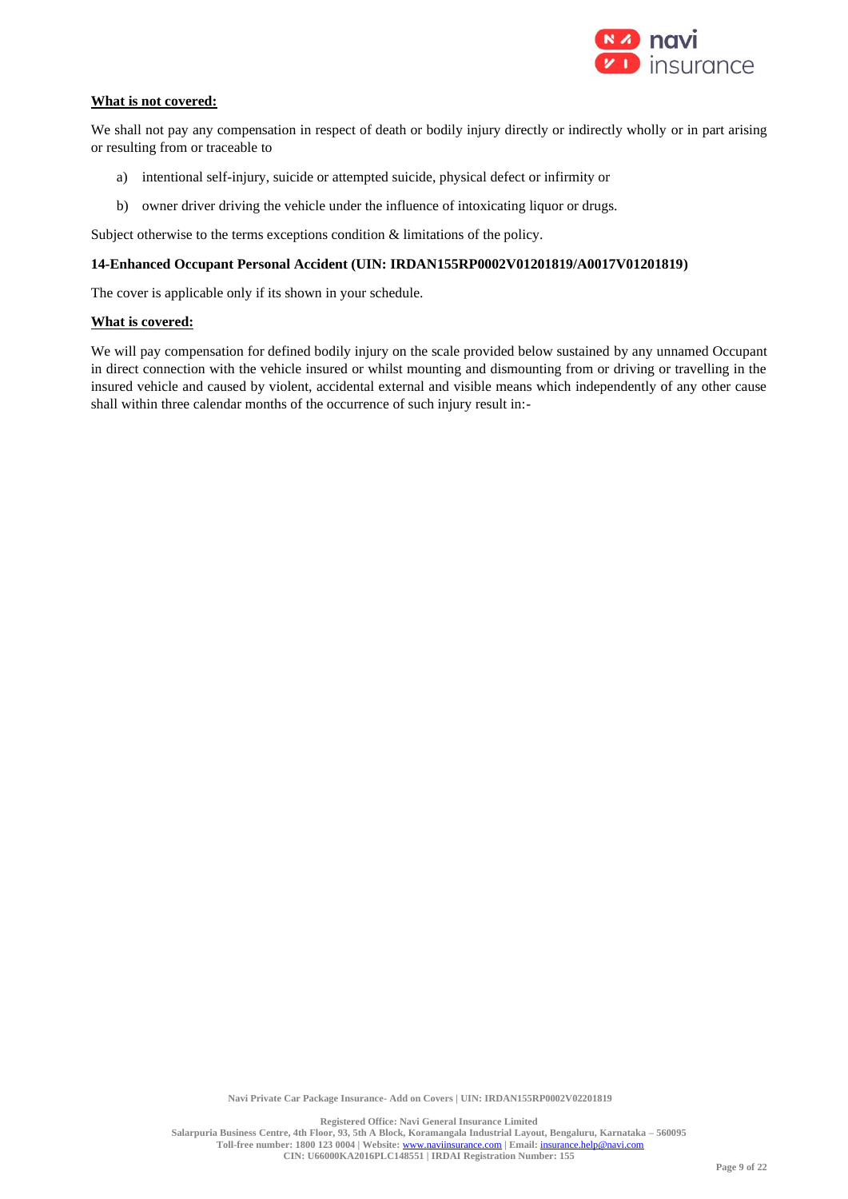**What is not covered:**

We shall not pay any compensation in respect of death or bodily injury directly or indirectly wholly or in part arising or resulting from or traceable to

a) intentional self-injury, suicide or attempted suicide, physical defect or infirmity or

b) owner driver driving the vehicle under the influence of intoxicating liquor or drugs.

Subject otherwise to the terms exceptions condition & limitations of the policy.

### 14-Enhanced Occupant Personal Accident (UIN: IRDAN155RP0002V01201819/A0017V01201819)

The cover is applicable only if its shown in your schedule.

**What is covered:**

We will pay compensation for defined bodily injury on the scale provided below sustained by any unnamed Occupant in direct connection with the vehicle insured or whilst mounting and dismounting from or driving or travelling in the insured vehicle and caused by violent, accidental external and visible means which independently of any other cause shall within three calendar months of the occurrence of such injury result in:-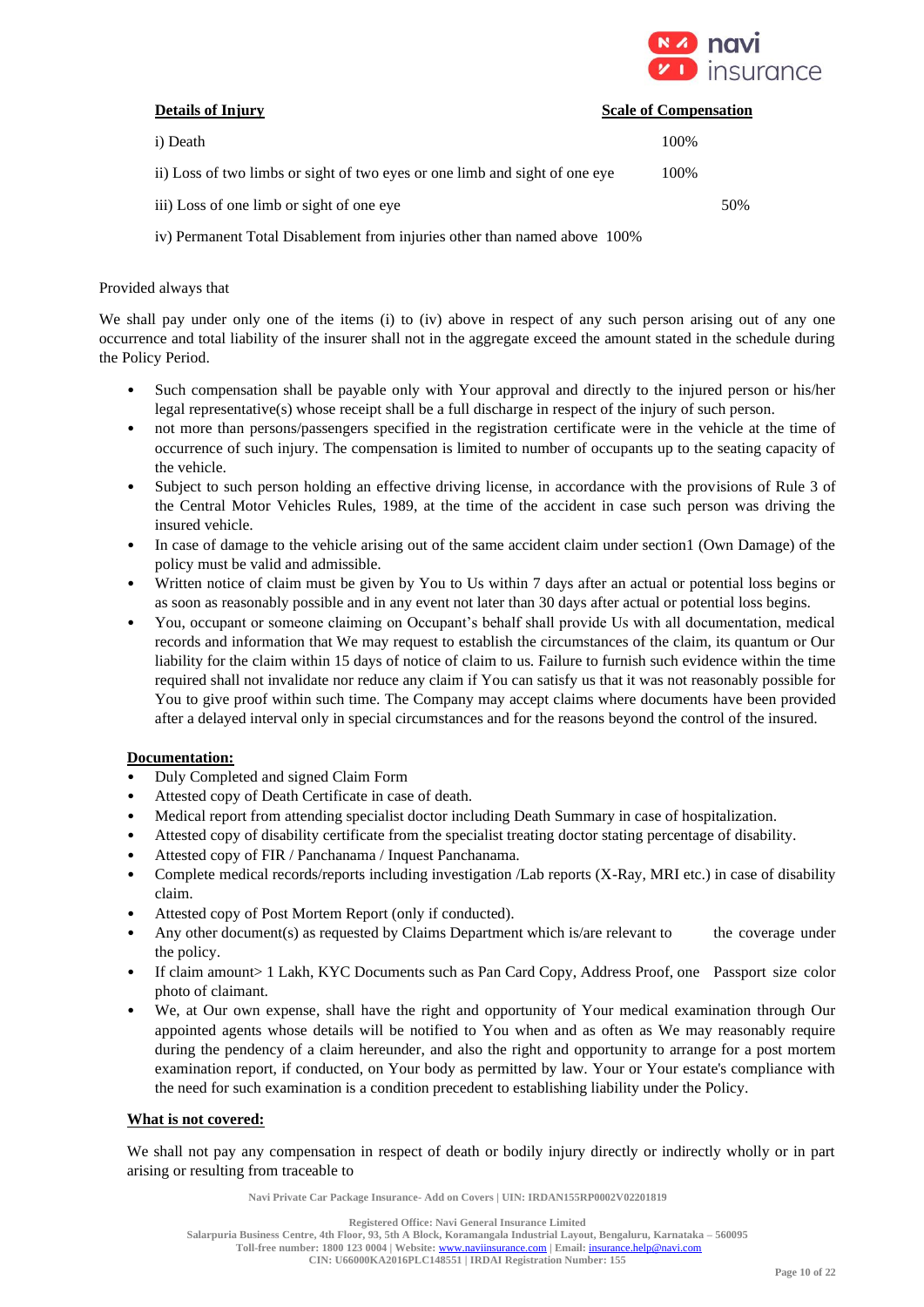| Details of Injury | Scale of Compensation |
|---|---|
| i) Death | 100% |
| ii) Loss of two limbs or sight of two eyes or one limb and sight of one eye | 100% |
| iii) Loss of one limb or sight of one eye | 50% |
| iv) Permanent Total Disablement from injuries other than named above | 100% |

Provided always that

We shall pay under only one of the items (i) to (iv) above in respect of any such person arising out of any one occurrence and total liability of the insurer shall not in the aggregate exceed the amount stated in the schedule during the Policy Period.

- Such compensation shall be payable only with Your approval and directly to the injured person or his/her legal representative(s) whose receipt shall be a full discharge in respect of the injury of such person.
- not more than persons/passengers specified in the registration certificate were in the vehicle at the time of occurrence of such injury. The compensation is limited to number of occupants up to the seating capacity of the vehicle.
- Subject to such person holding an effective driving license, in accordance with the provisions of Rule 3 of the Central Motor Vehicles Rules, 1989, at the time of the accident in case such person was driving the insured vehicle.
- In case of damage to the vehicle arising out of the same accident claim under section1 (Own Damage) of the policy must be valid and admissible.
- Written notice of claim must be given by You to Us within 7 days after an actual or potential loss begins or as soon as reasonably possible and in any event not later than 30 days after actual or potential loss begins.
- You, occupant or someone claiming on Occupant's behalf shall provide Us with all documentation, medical records and information that We may request to establish the circumstances of the claim, its quantum or Our liability for the claim within 15 days of notice of claim to us. Failure to furnish such evidence within the time required shall not invalidate nor reduce any claim if You can satisfy us that it was not reasonably possible for You to give proof within such time. The Company may accept claims where documents have been provided after a delayed interval only in special circumstances and for the reasons beyond the control of the insured.

**Documentation:**

- Duly Completed and signed Claim Form
- Attested copy of Death Certificate in case of death.
- Medical report from attending specialist doctor including Death Summary in case of hospitalization.
- Attested copy of disability certificate from the specialist treating doctor stating percentage of disability.
- Attested copy of FIR / Panchanama / Inquest Panchanama.
- Complete medical records/reports including investigation /Lab reports (X-Ray, MRI etc.) in case of disability claim.
- Attested copy of Post Mortem Report (only if conducted).
- Any other document(s) as requested by Claims Department which is/are relevant to the coverage under the policy.
- If claim amount> 1 Lakh, KYC Documents such as Pan Card Copy, Address Proof, one Passport size color photo of claimant.
- We, at Our own expense, shall have the right and opportunity of Your medical examination through Our appointed agents whose details will be notified to You when and as often as We may reasonably require during the pendency of a claim hereunder, and also the right and opportunity to arrange for a post mortem examination report, if conducted, on Your body as permitted by law. Your or Your estate's compliance with the need for such examination is a condition precedent to establishing liability under the Policy.

**What is not covered:**

We shall not pay any compensation in respect of death or bodily injury directly or indirectly wholly or in part arising or resulting from traceable to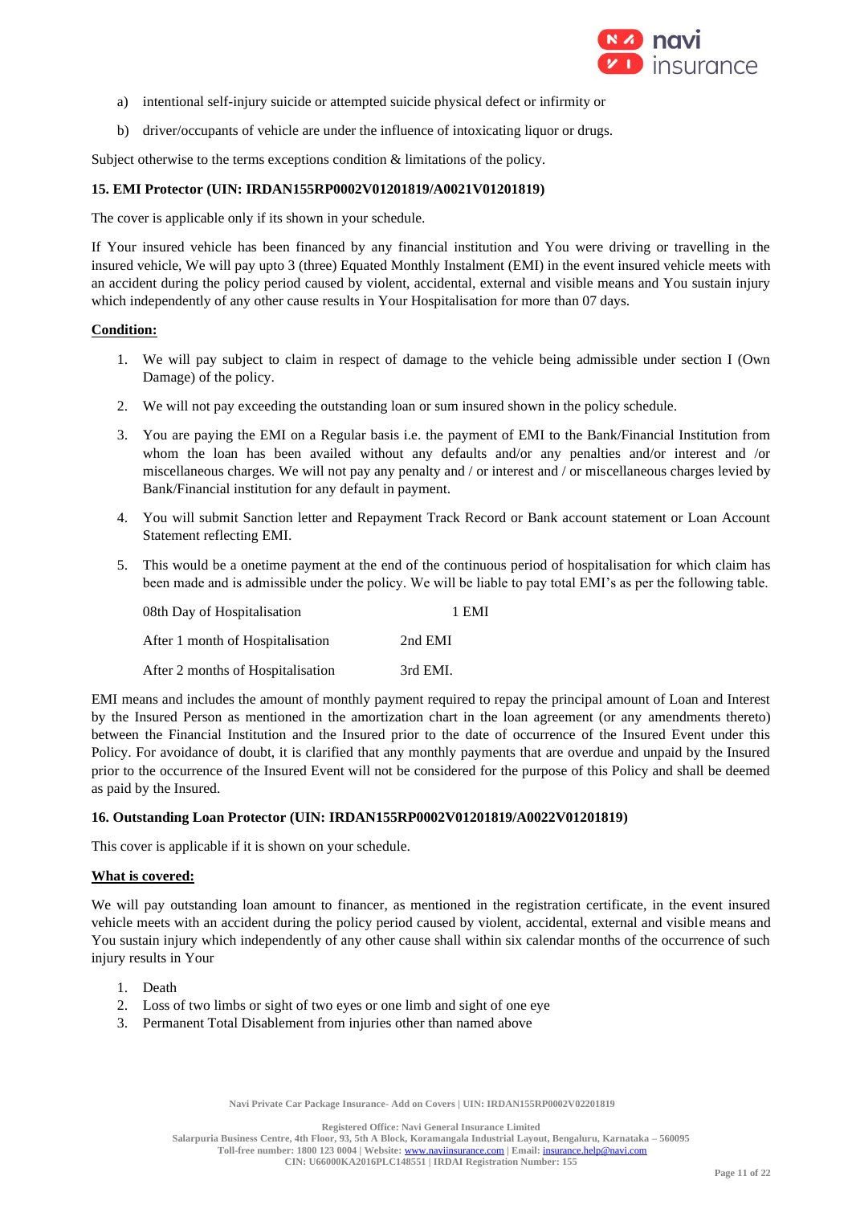a) intentional self-injury suicide or attempted suicide physical defect or infirmity or

b) driver/occupants of vehicle are under the influence of intoxicating liquor or drugs.

Subject otherwise to the terms exceptions condition & limitations of the policy.

**15. EMI Protector (UIN: IRDAN155RP0002V01201819/A0021V01201819)**

The cover is applicable only if its shown in your schedule.

If Your insured vehicle has been financed by any financial institution and You were driving or travelling in the insured vehicle, We will pay upto 3 (three) Equated Monthly Instalment (EMI) in the event insured vehicle meets with an accident during the policy period caused by violent, accidental, external and visible means and You sustain injury which independently of any other cause results in Your Hospitalisation for more than 07 days.

**Condition:**

1. We will pay subject to claim in respect of damage to the vehicle being admissible under section I (Own Damage) of the policy.
2. We will not pay exceeding the outstanding loan or sum insured shown in the policy schedule.
3. You are paying the EMI on a Regular basis i.e. the payment of EMI to the Bank/Financial Institution from whom the loan has been availed without any defaults and/or any penalties and/or interest and /or miscellaneous charges. We will not pay any penalty and / or interest and / or miscellaneous charges levied by Bank/Financial institution for any default in payment.
4. You will submit Sanction letter and Repayment Track Record or Bank account statement or Loan Account Statement reflecting EMI.
5. This would be a onetime payment at the end of the continuous period of hospitalisation for which claim has been made and is admissible under the policy. We will be liable to pay total EMI's as per the following table.

| | |
|---|---|
| 08th Day of Hospitalisation | 1 EMI |
| After 1 month of Hospitalisation | 2nd EMI |
| After 2 months of Hospitalisation | 3rd EMI. |

EMI means and includes the amount of monthly payment required to repay the principal amount of Loan and Interest by the Insured Person as mentioned in the amortization chart in the loan agreement (or any amendments thereto) between the Financial Institution and the Insured prior to the date of occurrence of the Insured Event under this Policy. For avoidance of doubt, it is clarified that any monthly payments that are overdue and unpaid by the Insured prior to the occurrence of the Insured Event will not be considered for the purpose of this Policy and shall be deemed as paid by the Insured.

**16. Outstanding Loan Protector (UIN: IRDAN155RP0002V01201819/A0022V01201819)**

This cover is applicable if it is shown on your schedule.

**What is covered:**

We will pay outstanding loan amount to financer, as mentioned in the registration certificate, in the event insured vehicle meets with an accident during the policy period caused by violent, accidental, external and visible means and You sustain injury which independently of any other cause shall within six calendar months of the occurrence of such injury results in Your

1. Death
2. Loss of two limbs or sight of two eyes or one limb and sight of one eye
3. Permanent Total Disablement from injuries other than named above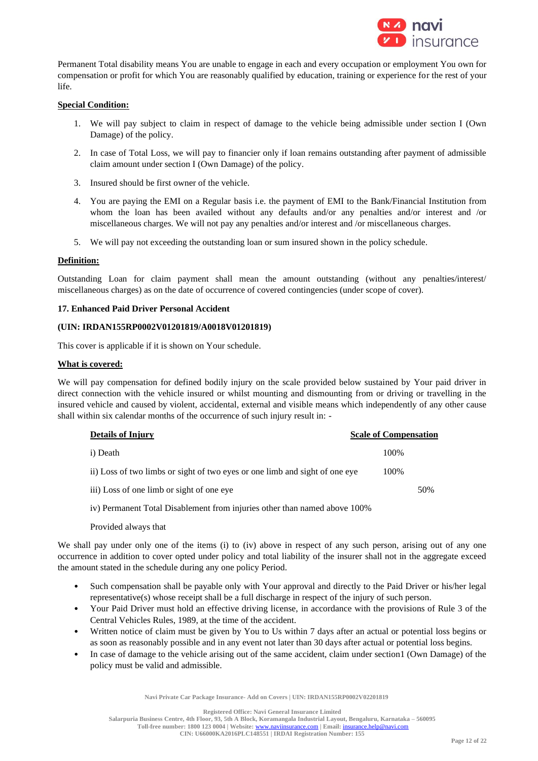Permanent Total disability means You are unable to engage in each and every occupation or employment You own for compensation or profit for which You are reasonably qualified by education, training or experience for the rest of your life.

**Special Condition:**

1. We will pay subject to claim in respect of damage to the vehicle being admissible under section I (Own Damage) of the policy.
2. In case of Total Loss, we will pay to financier only if loan remains outstanding after payment of admissible claim amount under section I (Own Damage) of the policy.
3. Insured should be first owner of the vehicle.
4. You are paying the EMI on a Regular basis i.e. the payment of EMI to the Bank/Financial Institution from whom the loan has been availed without any defaults and/or any penalties and/or interest and /or miscellaneous charges. We will not pay any penalties and/or interest and /or miscellaneous charges.
5. We will pay not exceeding the outstanding loan or sum insured shown in the policy schedule.

**Definition:**

Outstanding Loan for claim payment shall mean the amount outstanding (without any penalties/interest/ miscellaneous charges) as on the date of occurrence of covered contingencies (under scope of cover).

**17. Enhanced Paid Driver Personal Accident**

**(UIN: IRDAN155RP0002V01201819/A0018V01201819)**

This cover is applicable if it is shown on Your schedule.

**What is covered:**

We will pay compensation for defined bodily injury on the scale provided below sustained by Your paid driver in direct connection with the vehicle insured or whilst mounting and dismounting from or driving or travelling in the insured vehicle and caused by violent, accidental, external and visible means which independently of any other cause shall within six calendar months of the occurrence of such injury result in: -

| Details of Injury | Scale of Compensation |
|---|---|
| i) Death | 100% |
| ii) Loss of two limbs or sight of two eyes or one limb and sight of one eye | 100% |
| iii) Loss of one limb or sight of one eye | 50% |
| iv) Permanent Total Disablement from injuries other than named above | 100% |

Provided always that

We shall pay under only one of the items (i) to (iv) above in respect of any such person, arising out of any one occurrence in addition to cover opted under policy and total liability of the insurer shall not in the aggregate exceed the amount stated in the schedule during any one policy Period.

- Such compensation shall be payable only with Your approval and directly to the Paid Driver or his/her legal representative(s) whose receipt shall be a full discharge in respect of the injury of such person.
- Your Paid Driver must hold an effective driving license, in accordance with the provisions of Rule 3 of the Central Vehicles Rules, 1989, at the time of the accident.
- Written notice of claim must be given by You to Us within 7 days after an actual or potential loss begins or as soon as reasonably possible and in any event not later than 30 days after actual or potential loss begins.
- In case of damage to the vehicle arising out of the same accident, claim under section1 (Own Damage) of the policy must be valid and admissible.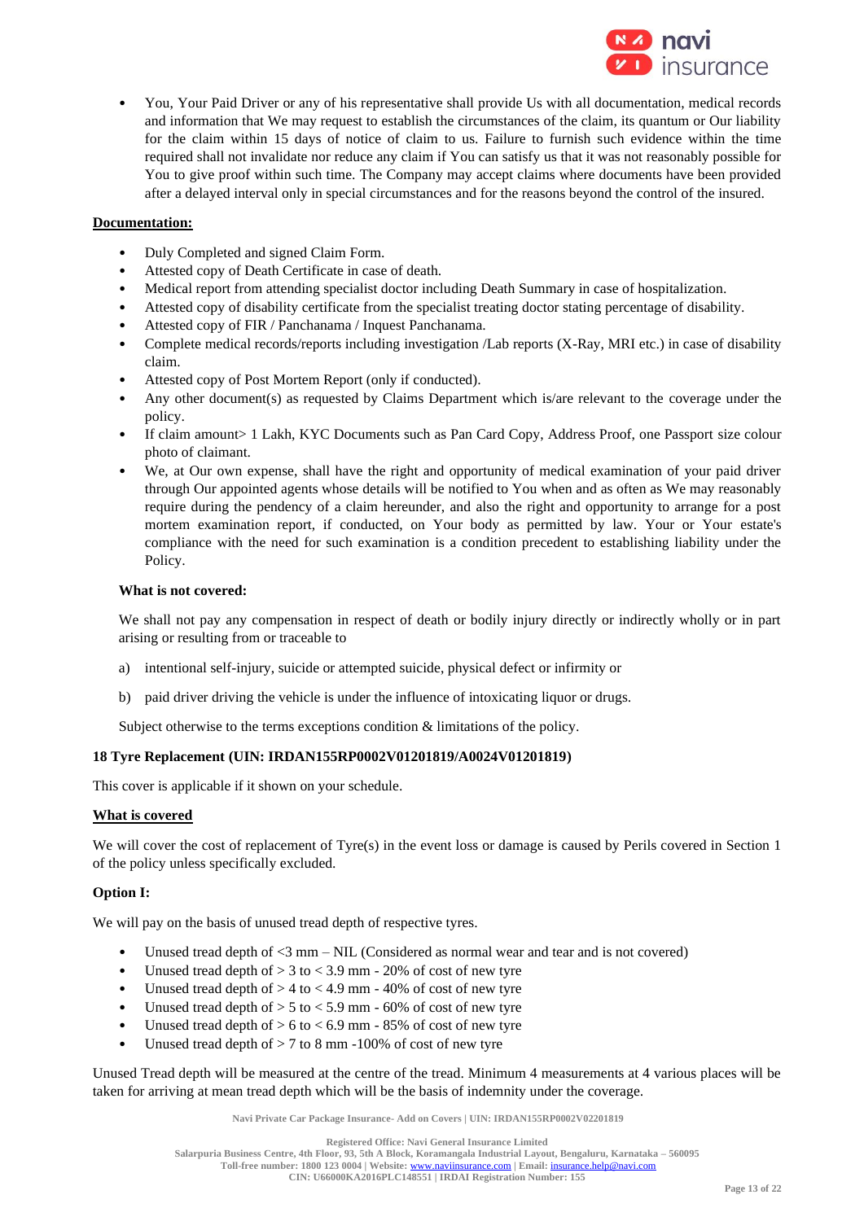- You, Your Paid Driver or any of his representative shall provide Us with all documentation, medical records and information that We may request to establish the circumstances of the claim, its quantum or Our liability for the claim within 15 days of notice of claim to us. Failure to furnish such evidence within the time required shall not invalidate nor reduce any claim if You can satisfy us that it was not reasonably possible for You to give proof within such time. The Company may accept claims where documents have been provided after a delayed interval only in special circumstances and for the reasons beyond the control of the insured.

**Documentation:**

- Duly Completed and signed Claim Form.
- Attested copy of Death Certificate in case of death.
- Medical report from attending specialist doctor including Death Summary in case of hospitalization.
- Attested copy of disability certificate from the specialist treating doctor stating percentage of disability.
- Attested copy of FIR / Panchanama / Inquest Panchanama.
- Complete medical records/reports including investigation /Lab reports (X-Ray, MRI etc.) in case of disability claim.
- Attested copy of Post Mortem Report (only if conducted).
- Any other document(s) as requested by Claims Department which is/are relevant to the coverage under the policy.
- If claim amount> 1 Lakh, KYC Documents such as Pan Card Copy, Address Proof, one Passport size colour photo of claimant.
- We, at Our own expense, shall have the right and opportunity of medical examination of your paid driver through Our appointed agents whose details will be notified to You when and as often as We may reasonably require during the pendency of a claim hereunder, and also the right and opportunity to arrange for a post mortem examination report, if conducted, on Your body as permitted by law. Your or Your estate's compliance with the need for such examination is a condition precedent to establishing liability under the Policy.

**What is not covered:**

We shall not pay any compensation in respect of death or bodily injury directly or indirectly wholly or in part arising or resulting from or traceable to

a) intentional self-injury, suicide or attempted suicide, physical defect or infirmity or

b) paid driver driving the vehicle is under the influence of intoxicating liquor or drugs.

Subject otherwise to the terms exceptions condition & limitations of the policy.

**18 Tyre Replacement (UIN: IRDAN155RP0002V01201819/A0024V01201819)**

This cover is applicable if it shown on your schedule.

**What is covered**

We will cover the cost of replacement of Tyre(s) in the event loss or damage is caused by Perils covered in Section 1 of the policy unless specifically excluded.

**Option I:**

We will pay on the basis of unused tread depth of respective tyres.

- Unused tread depth of <3 mm – NIL (Considered as normal wear and tear and is not covered)
- Unused tread depth of > 3 to < 3.9 mm - 20% of cost of new tyre
- Unused tread depth of > 4 to < 4.9 mm - 40% of cost of new tyre
- Unused tread depth of > 5 to < 5.9 mm - 60% of cost of new tyre
- Unused tread depth of > 6 to < 6.9 mm - 85% of cost of new tyre
- Unused tread depth of > 7 to 8 mm -100% of cost of new tyre

Unused Tread depth will be measured at the centre of the tread. Minimum 4 measurements at 4 various places will be taken for arriving at mean tread depth which will be the basis of indemnity under the coverage.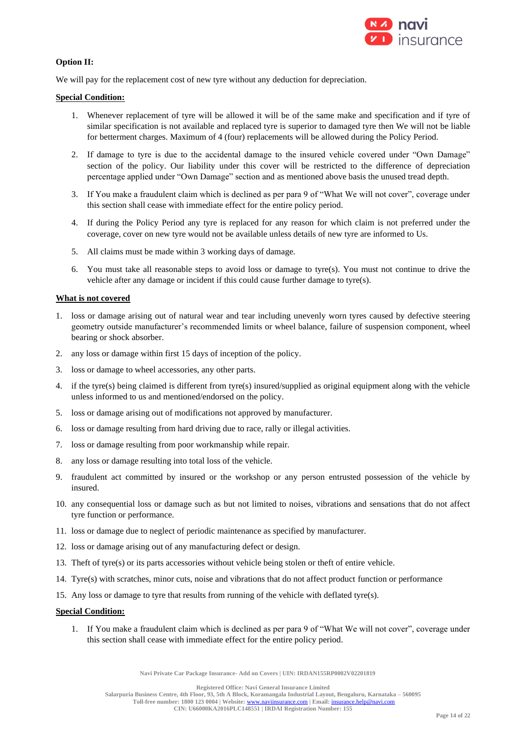**Option II:**

We will pay for the replacement cost of new tyre without any deduction for depreciation.

**Special Condition:**

1. Whenever replacement of tyre will be allowed it will be of the same make and specification and if tyre of similar specification is not available and replaced tyre is superior to damaged tyre then We will not be liable for betterment charges. Maximum of 4 (four) replacements will be allowed during the Policy Period.
2. If damage to tyre is due to the accidental damage to the insured vehicle covered under "Own Damage" section of the policy. Our liability under this cover will be restricted to the difference of depreciation percentage applied under "Own Damage" section and as mentioned above basis the unused tread depth.
3. If You make a fraudulent claim which is declined as per para 9 of "What We will not cover", coverage under this section shall cease with immediate effect for the entire policy period.
4. If during the Policy Period any tyre is replaced for any reason for which claim is not preferred under the coverage, cover on new tyre would not be available unless details of new tyre are informed to Us.
5. All claims must be made within 3 working days of damage.
6. You must take all reasonable steps to avoid loss or damage to tyre(s). You must not continue to drive the vehicle after any damage or incident if this could cause further damage to tyre(s).

**What is not covered**

1. loss or damage arising out of natural wear and tear including unevenly worn tyres caused by defective steering geometry outside manufacturer's recommended limits or wheel balance, failure of suspension component, wheel bearing or shock absorber.
2. any loss or damage within first 15 days of inception of the policy.
3. loss or damage to wheel accessories, any other parts.
4. if the tyre(s) being claimed is different from tyre(s) insured/supplied as original equipment along with the vehicle unless informed to us and mentioned/endorsed on the policy.
5. loss or damage arising out of modifications not approved by manufacturer.
6. loss or damage resulting from hard driving due to race, rally or illegal activities.
7. loss or damage resulting from poor workmanship while repair.
8. any loss or damage resulting into total loss of the vehicle.
9. fraudulent act committed by insured or the workshop or any person entrusted possession of the vehicle by insured.
10. any consequential loss or damage such as but not limited to noises, vibrations and sensations that do not affect tyre function or performance.
11. loss or damage due to neglect of periodic maintenance as specified by manufacturer.
12. loss or damage arising out of any manufacturing defect or design.
13. Theft of tyre(s) or its parts accessories without vehicle being stolen or theft of entire vehicle.
14. Tyre(s) with scratches, minor cuts, noise and vibrations that do not affect product function or performance
15. Any loss or damage to tyre that results from running of the vehicle with deflated tyre(s).

**Special Condition:**

1. If You make a fraudulent claim which is declined as per para 9 of "What We will not cover", coverage under this section shall cease with immediate effect for the entire policy period.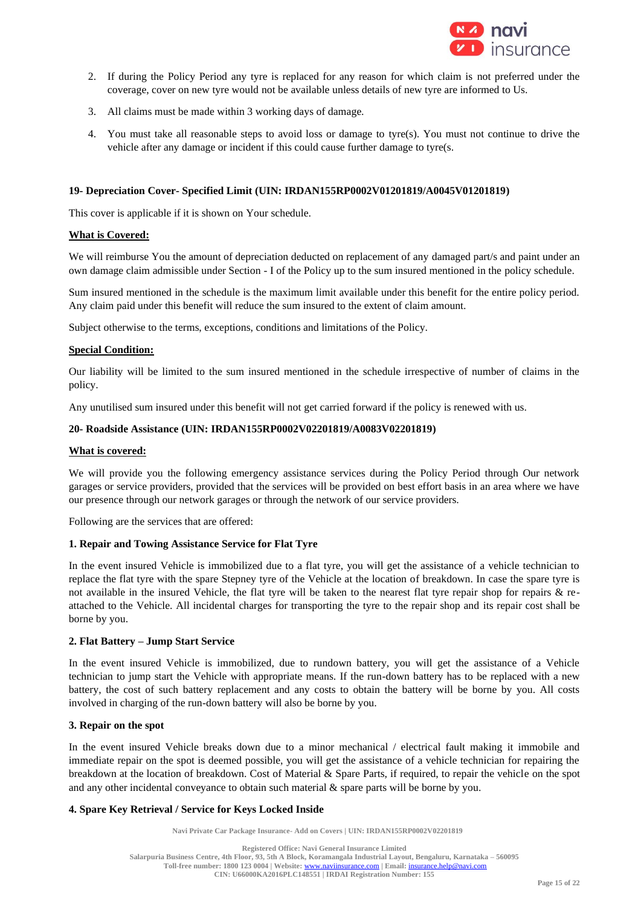2. If during the Policy Period any tyre is replaced for any reason for which claim is not preferred under the coverage, cover on new tyre would not be available unless details of new tyre are informed to Us.

3. All claims must be made within 3 working days of damage.

4. You must take all reasonable steps to avoid loss or damage to tyre(s). You must not continue to drive the vehicle after any damage or incident if this could cause further damage to tyre(s.

### 19- Depreciation Cover- Specified Limit (UIN: IRDAN155RP0002V01201819/A0045V01201819)

This cover is applicable if it is shown on Your schedule.

**What is Covered:**

We will reimburse You the amount of depreciation deducted on replacement of any damaged part/s and paint under an own damage claim admissible under Section - I of the Policy up to the sum insured mentioned in the policy schedule.

Sum insured mentioned in the schedule is the maximum limit available under this benefit for the entire policy period. Any claim paid under this benefit will reduce the sum insured to the extent of claim amount.

Subject otherwise to the terms, exceptions, conditions and limitations of the Policy.

**Special Condition:**

Our liability will be limited to the sum insured mentioned in the schedule irrespective of number of claims in the policy.

Any unutilised sum insured under this benefit will not get carried forward if the policy is renewed with us.

### 20- Roadside Assistance (UIN: IRDAN155RP0002V02201819/A0083V02201819)

**What is covered:**

We will provide you the following emergency assistance services during the Policy Period through Our network garages or service providers, provided that the services will be provided on best effort basis in an area where we have our presence through our network garages or through the network of our service providers.

Following are the services that are offered:

#### 1. Repair and Towing Assistance Service for Flat Tyre

In the event insured Vehicle is immobilized due to a flat tyre, you will get the assistance of a vehicle technician to replace the flat tyre with the spare Stepney tyre of the Vehicle at the location of breakdown. In case the spare tyre is not available in the insured Vehicle, the flat tyre will be taken to the nearest flat tyre repair shop for repairs & re-attached to the Vehicle. All incidental charges for transporting the tyre to the repair shop and its repair cost shall be borne by you.

#### 2. Flat Battery – Jump Start Service

In the event insured Vehicle is immobilized, due to rundown battery, you will get the assistance of a Vehicle technician to jump start the Vehicle with appropriate means. If the run-down battery has to be replaced with a new battery, the cost of such battery replacement and any costs to obtain the battery will be borne by you. All costs involved in charging of the run-down battery will also be borne by you.

#### 3. Repair on the spot

In the event insured Vehicle breaks down due to a minor mechanical / electrical fault making it immobile and immediate repair on the spot is deemed possible, you will get the assistance of a vehicle technician for repairing the breakdown at the location of breakdown. Cost of Material & Spare Parts, if required, to repair the vehicle on the spot and any other incidental conveyance to obtain such material & spare parts will be borne by you.

#### 4. Spare Key Retrieval / Service for Keys Locked Inside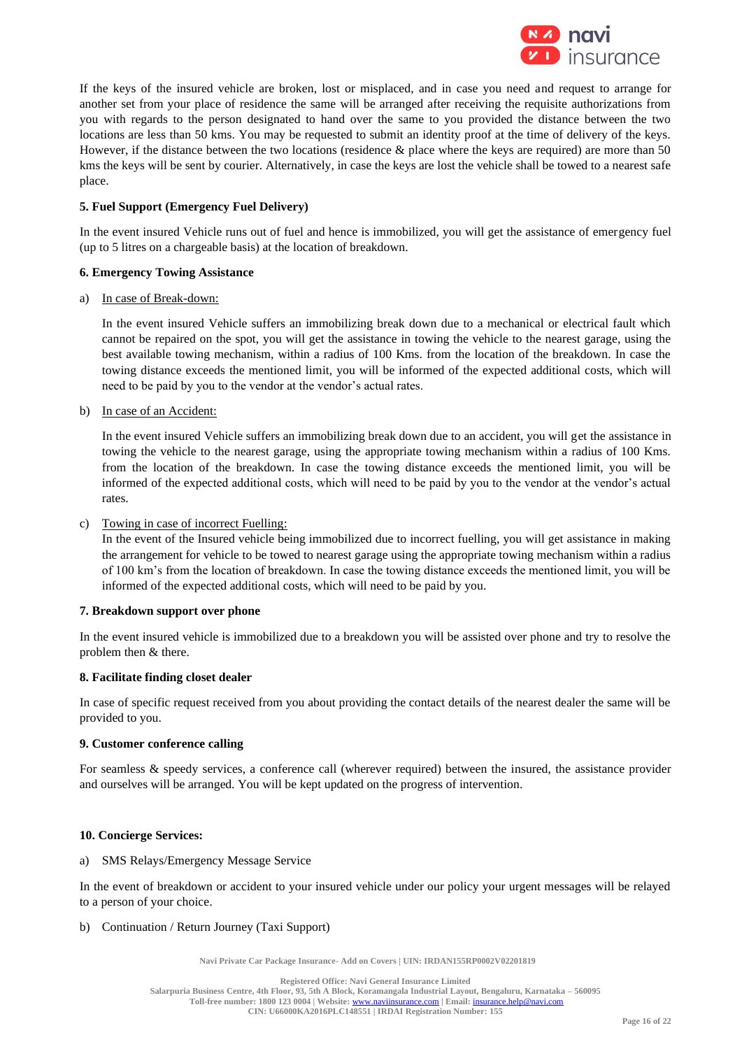If the keys of the insured vehicle are broken, lost or misplaced, and in case you need and request to arrange for another set from your place of residence the same will be arranged after receiving the requisite authorizations from you with regards to the person designated to hand over the same to you provided the distance between the two locations are less than 50 kms. You may be requested to submit an identity proof at the time of delivery of the keys. However, if the distance between the two locations (residence & place where the keys are required) are more than 50 kms the keys will be sent by courier. Alternatively, in case the keys are lost the vehicle shall be towed to a nearest safe place.

**5. Fuel Support (Emergency Fuel Delivery)**

In the event insured Vehicle runs out of fuel and hence is immobilized, you will get the assistance of emergency fuel (up to 5 litres on a chargeable basis) at the location of breakdown.

**6. Emergency Towing Assistance**

a) In case of Break-down:

In the event insured Vehicle suffers an immobilizing break down due to a mechanical or electrical fault which cannot be repaired on the spot, you will get the assistance in towing the vehicle to the nearest garage, using the best available towing mechanism, within a radius of 100 Kms. from the location of the breakdown. In case the towing distance exceeds the mentioned limit, you will be informed of the expected additional costs, which will need to be paid by you to the vendor at the vendor's actual rates.

b) In case of an Accident:

In the event insured Vehicle suffers an immobilizing break down due to an accident, you will get the assistance in towing the vehicle to the nearest garage, using the appropriate towing mechanism within a radius of 100 Kms. from the location of the breakdown. In case the towing distance exceeds the mentioned limit, you will be informed of the expected additional costs, which will need to be paid by you to the vendor at the vendor's actual rates.

c) Towing in case of incorrect Fuelling:

In the event of the Insured vehicle being immobilized due to incorrect fuelling, you will get assistance in making the arrangement for vehicle to be towed to nearest garage using the appropriate towing mechanism within a radius of 100 km's from the location of breakdown. In case the towing distance exceeds the mentioned limit, you will be informed of the expected additional costs, which will need to be paid by you.

**7. Breakdown support over phone**

In the event insured vehicle is immobilized due to a breakdown you will be assisted over phone and try to resolve the problem then & there.

**8. Facilitate finding closet dealer**

In case of specific request received from you about providing the contact details of the nearest dealer the same will be provided to you.

**9. Customer conference calling**

For seamless & speedy services, a conference call (wherever required) between the insured, the assistance provider and ourselves will be arranged. You will be kept updated on the progress of intervention.

**10. Concierge Services:**

a) SMS Relays/Emergency Message Service

In the event of breakdown or accident to your insured vehicle under our policy your urgent messages will be relayed to a person of your choice.

b) Continuation / Return Journey (Taxi Support)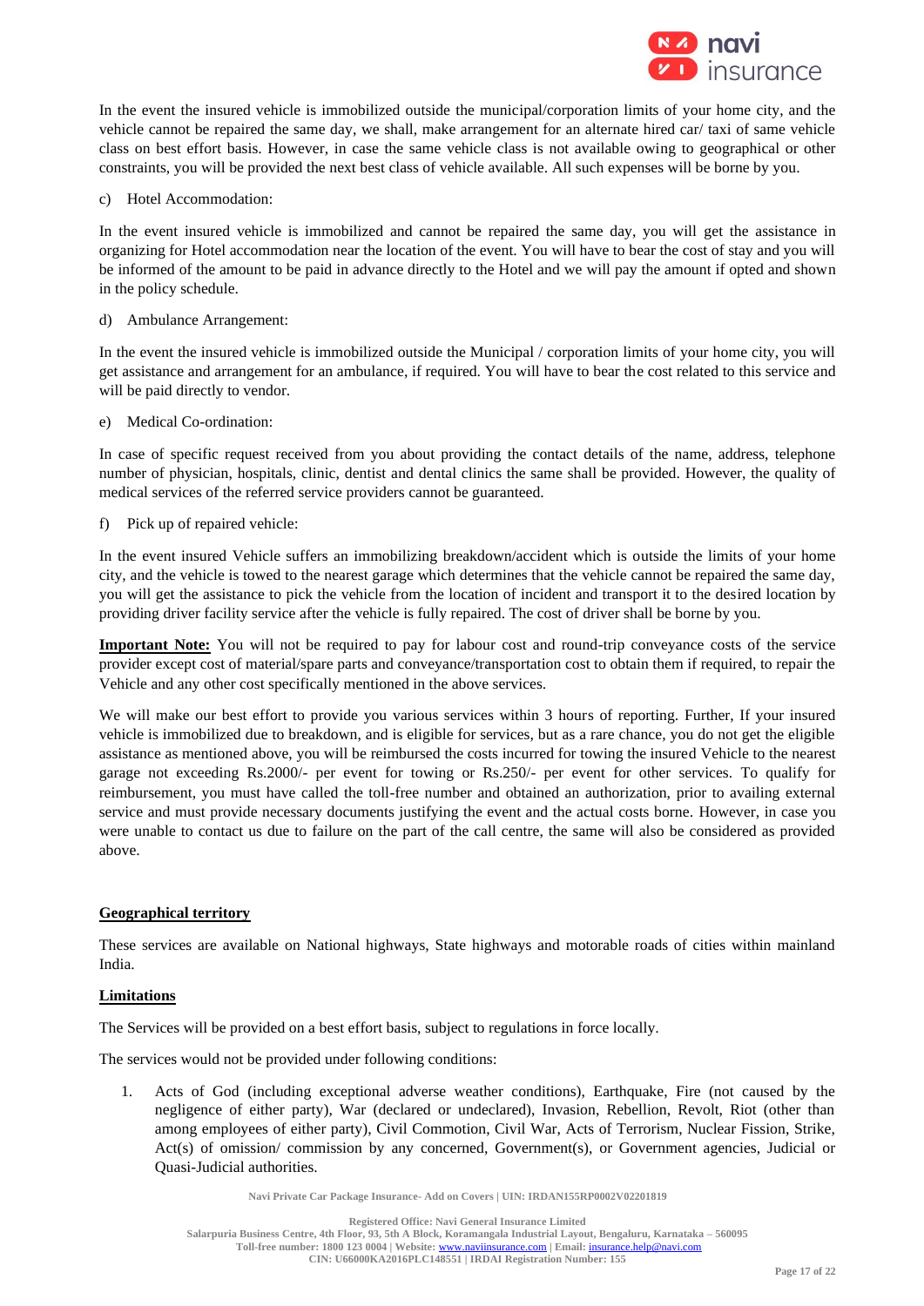In the event the insured vehicle is immobilized outside the municipal/corporation limits of your home city, and the vehicle cannot be repaired the same day, we shall, make arrangement for an alternate hired car/ taxi of same vehicle class on best effort basis. However, in case the same vehicle class is not available owing to geographical or other constraints, you will be provided the next best class of vehicle available. All such expenses will be borne by you.

c) Hotel Accommodation:

In the event insured vehicle is immobilized and cannot be repaired the same day, you will get the assistance in organizing for Hotel accommodation near the location of the event. You will have to bear the cost of stay and you will be informed of the amount to be paid in advance directly to the Hotel and we will pay the amount if opted and shown in the policy schedule.

d) Ambulance Arrangement:

In the event the insured vehicle is immobilized outside the Municipal / corporation limits of your home city, you will get assistance and arrangement for an ambulance, if required. You will have to bear the cost related to this service and will be paid directly to vendor.

e) Medical Co-ordination:

In case of specific request received from you about providing the contact details of the name, address, telephone number of physician, hospitals, clinic, dentist and dental clinics the same shall be provided. However, the quality of medical services of the referred service providers cannot be guaranteed.

f) Pick up of repaired vehicle:

In the event insured Vehicle suffers an immobilizing breakdown/accident which is outside the limits of your home city, and the vehicle is towed to the nearest garage which determines that the vehicle cannot be repaired the same day, you will get the assistance to pick the vehicle from the location of incident and transport it to the desired location by providing driver facility service after the vehicle is fully repaired. The cost of driver shall be borne by you.

**Important Note:** You will not be required to pay for labour cost and round-trip conveyance costs of the service provider except cost of material/spare parts and conveyance/transportation cost to obtain them if required, to repair the Vehicle and any other cost specifically mentioned in the above services.

We will make our best effort to provide you various services within 3 hours of reporting. Further, If your insured vehicle is immobilized due to breakdown, and is eligible for services, but as a rare chance, you do not get the eligible assistance as mentioned above, you will be reimbursed the costs incurred for towing the insured Vehicle to the nearest garage not exceeding Rs.2000/- per event for towing or Rs.250/- per event for other services. To qualify for reimbursement, you must have called the toll-free number and obtained an authorization, prior to availing external service and must provide necessary documents justifying the event and the actual costs borne. However, in case you were unable to contact us due to failure on the part of the call centre, the same will also be considered as provided above.

**Geographical territory**

These services are available on National highways, State highways and motorable roads of cities within mainland India.

**Limitations**

The Services will be provided on a best effort basis, subject to regulations in force locally.

The services would not be provided under following conditions:

1. Acts of God (including exceptional adverse weather conditions), Earthquake, Fire (not caused by the negligence of either party), War (declared or undeclared), Invasion, Rebellion, Revolt, Riot (other than among employees of either party), Civil Commotion, Civil War, Acts of Terrorism, Nuclear Fission, Strike, Act(s) of omission/ commission by any concerned, Government(s), or Government agencies, Judicial or Quasi-Judicial authorities.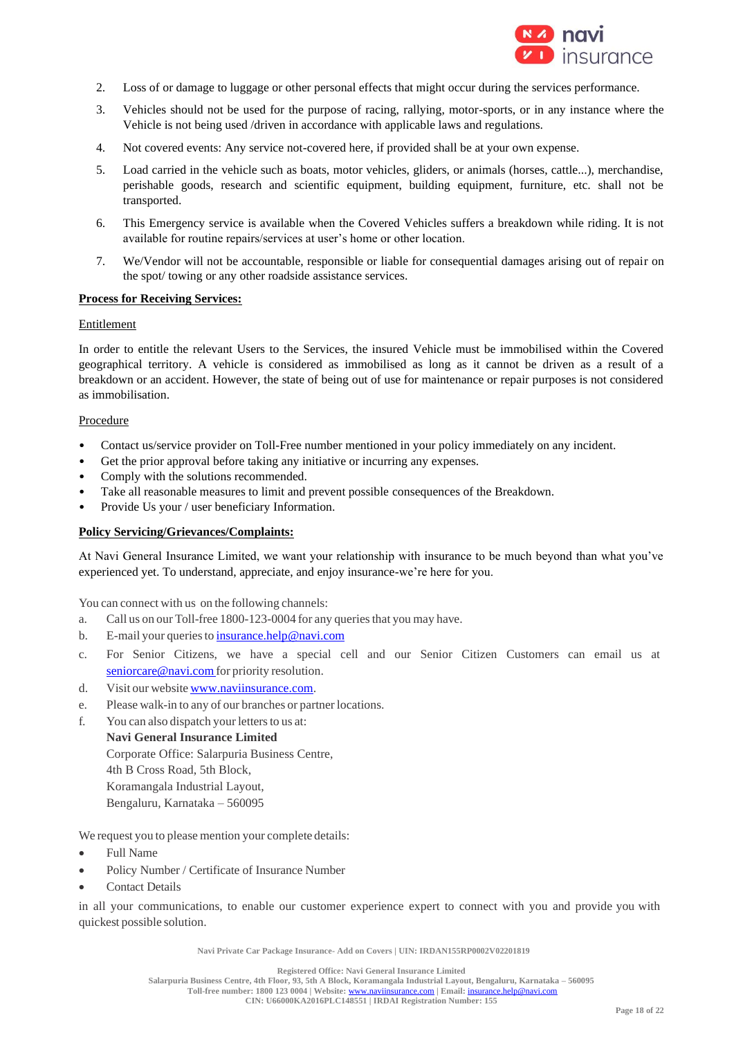2. Loss of or damage to luggage or other personal effects that might occur during the services performance.
3. Vehicles should not be used for the purpose of racing, rallying, motor-sports, or in any instance where the Vehicle is not being used /driven in accordance with applicable laws and regulations.
4. Not covered events: Any service not-covered here, if provided shall be at your own expense.
5. Load carried in the vehicle such as boats, motor vehicles, gliders, or animals (horses, cattle...), merchandise, perishable goods, research and scientific equipment, building equipment, furniture, etc. shall not be transported.
6. This Emergency service is available when the Covered Vehicles suffers a breakdown while riding. It is not available for routine repairs/services at user's home or other location.
7. We/Vendor will not be accountable, responsible or liable for consequential damages arising out of repair on the spot/ towing or any other roadside assistance services.

**Process for Receiving Services:**

Entitlement

In order to entitle the relevant Users to the Services, the insured Vehicle must be immobilised within the Covered geographical territory. A vehicle is considered as immobilised as long as it cannot be driven as a result of a breakdown or an accident. However, the state of being out of use for maintenance or repair purposes is not considered as immobilisation.

Procedure

- Contact us/service provider on Toll-Free number mentioned in your policy immediately on any incident.
- Get the prior approval before taking any initiative or incurring any expenses.
- Comply with the solutions recommended.
- Take all reasonable measures to limit and prevent possible consequences of the Breakdown.
- Provide Us your / user beneficiary Information.

**Policy Servicing/Grievances/Complaints:**

At Navi General Insurance Limited, we want your relationship with insurance to be much beyond than what you've experienced yet. To understand, appreciate, and enjoy insurance-we're here for you.

You can connect with us on the following channels:

a. Call us on our Toll-free 1800-123-0004 for any queries that you may have.
b. E-mail your queries to insurance.help@navi.com
c. For Senior Citizens, we have a special cell and our Senior Citizen Customers can email us at seniorcare@navi.com for priority resolution.
d. Visit our website www.naviinsurance.com.
e. Please walk-in to any of our branches or partner locations.
f. You can also dispatch your letters to us at:
   **Navi General Insurance Limited**
   Corporate Office: Salarpuria Business Centre,
   4th B Cross Road, 5th Block,
   Koramangala Industrial Layout,
   Bengaluru, Karnataka – 560095

We request you to please mention your complete details:

- Full Name
- Policy Number / Certificate of Insurance Number
- Contact Details

in all your communications, to enable our customer experience expert to connect with you and provide you with quickest possible solution.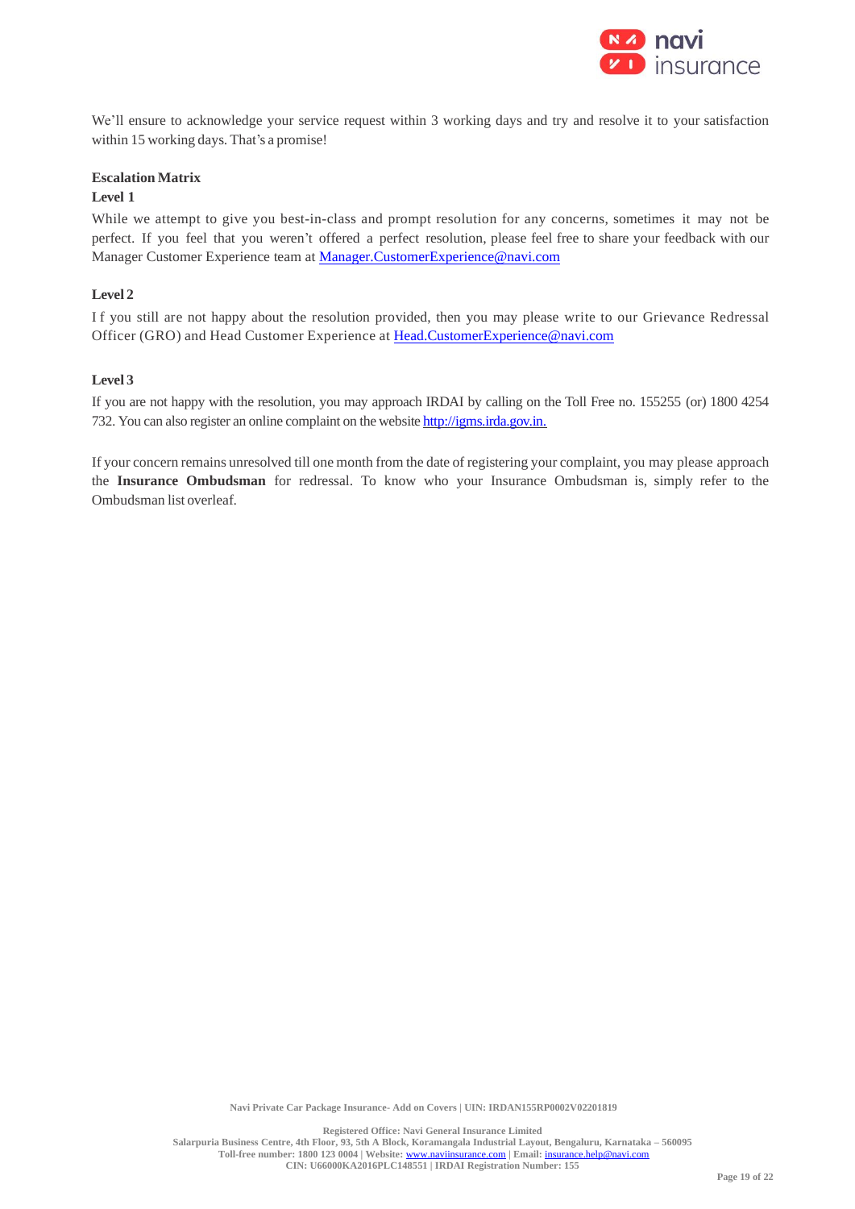We'll ensure to acknowledge your service request within 3 working days and try and resolve it to your satisfaction within 15 working days. That's a promise!

**Escalation Matrix**

**Level 1**

While we attempt to give you best-in-class and prompt resolution for any concerns, sometimes it may not be perfect. If you feel that you weren't offered a perfect resolution, please feel free to share your feedback with our Manager Customer Experience team at Manager.CustomerExperience@navi.com

**Level 2**

If you still are not happy about the resolution provided, then you may please write to our Grievance Redressal Officer (GRO) and Head Customer Experience at Head.CustomerExperience@navi.com

**Level 3**

If you are not happy with the resolution, you may approach IRDAI by calling on the Toll Free no. 155255 (or) 1800 4254 732. You can also register an online complaint on the website http://igms.irda.gov.in.

If your concern remains unresolved till one month from the date of registering your complaint, you may please approach the **Insurance Ombudsman** for redressal. To know who your Insurance Ombudsman is, simply refer to the Ombudsman list overleaf.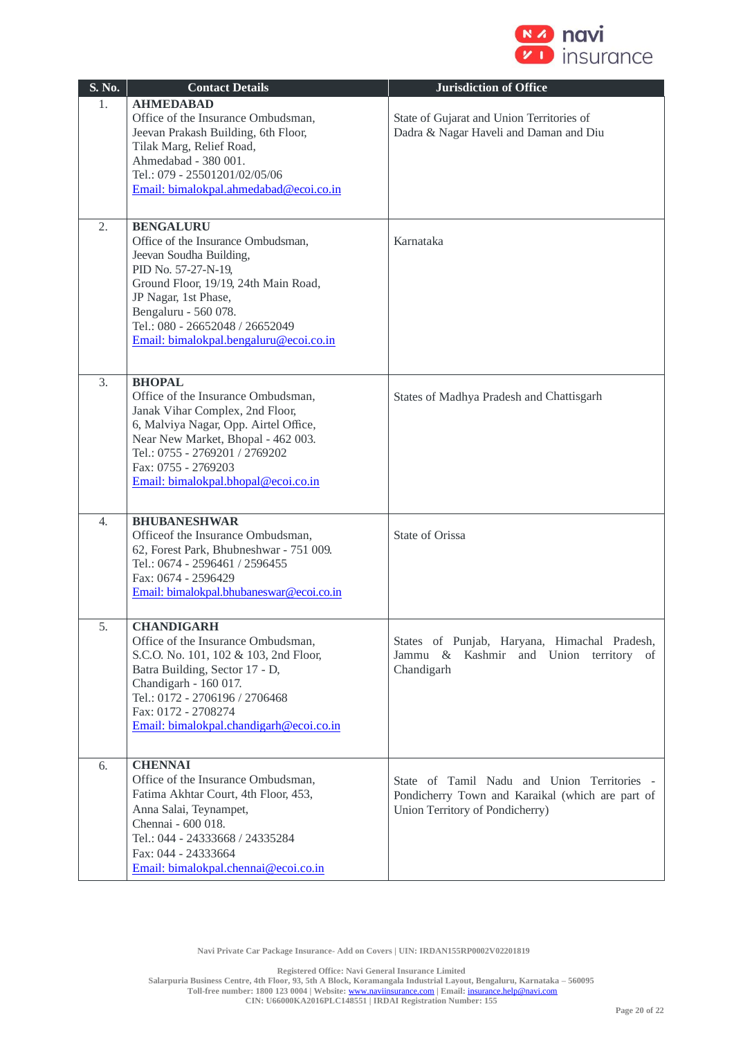| S. No. | Contact Details | Jurisdiction of Office |
|---|---|---|
| 1. | **AHMEDABAD**<br>Office of the Insurance Ombudsman,<br>Jeevan Prakash Building, 6th Floor,<br>Tilak Marg, Relief Road,<br>Ahmedabad - 380 001.<br>Tel.: 079 - 25501201/02/05/06<br>Email: bimalokpal.ahmedabad@ecoi.co.in | State of Gujarat and Union Territories of Dadra & Nagar Haveli and Daman and Diu |
| 2. | **BENGALURU**<br>Office of the Insurance Ombudsman,<br>Jeevan Soudha Building,<br>PID No. 57-27-N-19,<br>Ground Floor, 19/19, 24th Main Road,<br>JP Nagar, 1st Phase,<br>Bengaluru - 560 078.<br>Tel.: 080 - 26652048 / 26652049<br>Email: bimalokpal.bengaluru@ecoi.co.in | Karnataka |
| 3. | **BHOPAL**<br>Office of the Insurance Ombudsman,<br>Janak Vihar Complex, 2nd Floor,<br>6, Malviya Nagar, Opp. Airtel Office,<br>Near New Market, Bhopal - 462 003.<br>Tel.: 0755 - 2769201 / 2769202<br>Fax: 0755 - 2769203<br>Email: bimalokpal.bhopal@ecoi.co.in | States of Madhya Pradesh and Chattisgarh |
| 4. | **BHUBANESHWAR**<br>Officeof the Insurance Ombudsman,<br>62, Forest Park, Bhubneshwar - 751 009.<br>Tel.: 0674 - 2596461 / 2596455<br>Fax: 0674 - 2596429<br>Email: bimalokpal.bhubaneswar@ecoi.co.in | State of Orissa |
| 5. | **CHANDIGARH**<br>Office of the Insurance Ombudsman,<br>S.C.O. No. 101, 102 & 103, 2nd Floor,<br>Batra Building, Sector 17 - D,<br>Chandigarh - 160 017.<br>Tel.: 0172 - 2706196 / 2706468<br>Fax: 0172 - 2708274<br>Email: bimalokpal.chandigarh@ecoi.co.in | States of Punjab, Haryana, Himachal Pradesh, Jammu & Kashmir and Union territory of Chandigarh |
| 6. | **CHENNAI**<br>Office of the Insurance Ombudsman,<br>Fatima Akhtar Court, 4th Floor, 453,<br>Anna Salai, Teynampet,<br>Chennai - 600 018.<br>Tel.: 044 - 24333668 / 24335284<br>Fax: 044 - 24333664<br>Email: bimalokpal.chennai@ecoi.co.in | State of Tamil Nadu and Union Territories - Pondicherry Town and Karaikal (which are part of Union Territory of Pondicherry) |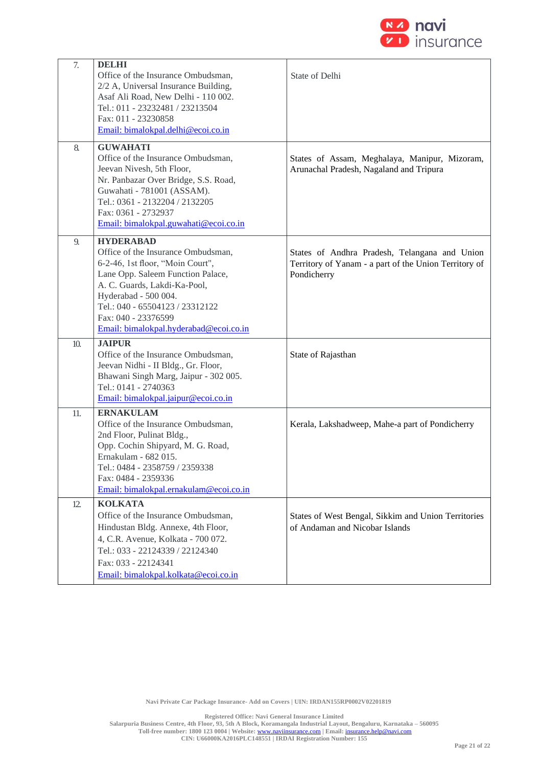| | | |
|---|---|---|
| 7. | **DELHI**<br>Office of the Insurance Ombudsman,<br>2/2 A, Universal Insurance Building,<br>Asaf Ali Road, New Delhi - 110 002.<br>Tel.: 011 - 23232481 / 23213504<br>Fax: 011 - 23230858<br>Email: bimalokpal.delhi@ecoi.co.in | State of Delhi |
| 8. | **GUWAHATI**<br>Office of the Insurance Ombudsman,<br>Jeevan Nivesh, 5th Floor,<br>Nr. Panbazar Over Bridge, S.S. Road,<br>Guwahati - 781001 (ASSAM).<br>Tel.: 0361 - 2132204 / 2132205<br>Fax: 0361 - 2732937<br>Email: bimalokpal.guwahati@ecoi.co.in | States of Assam, Meghalaya, Manipur, Mizoram, Arunachal Pradesh, Nagaland and Tripura |
| 9. | **HYDERABAD**<br>Office of the Insurance Ombudsman,<br>6-2-46, 1st floor, "Moin Court",<br>Lane Opp. Saleem Function Palace,<br>A. C. Guards, Lakdi-Ka-Pool,<br>Hyderabad - 500 004.<br>Tel.: 040 - 65504123 / 23312122<br>Fax: 040 - 23376599<br>Email: bimalokpal.hyderabad@ecoi.co.in | States of Andhra Pradesh, Telangana and Union Territory of Yanam - a part of the Union Territory of Pondicherry |
| 10. | **JAIPUR**<br>Office of the Insurance Ombudsman,<br>Jeevan Nidhi - II Bldg., Gr. Floor,<br>Bhawani Singh Marg, Jaipur - 302 005.<br>Tel.: 0141 - 2740363<br>Email: bimalokpal.jaipur@ecoi.co.in | State of Rajasthan |
| 11. | **ERNAKULAM**<br>Office of the Insurance Ombudsman,<br>2nd Floor, Pulinat Bldg.,<br>Opp. Cochin Shipyard, M. G. Road,<br>Ernakulam - 682 015.<br>Tel.: 0484 - 2358759 / 2359338<br>Fax: 0484 - 2359336<br>Email: bimalokpal.ernakulam@ecoi.co.in | Kerala, Lakshadweep, Mahe-a part of Pondicherry |
| 12. | **KOLKATA**<br>Office of the Insurance Ombudsman,<br>Hindustan Bldg. Annexe, 4th Floor,<br>4, C.R. Avenue, Kolkata - 700 072.<br>Tel.: 033 - 22124339 / 22124340<br>Fax: 033 - 22124341<br>Email: bimalokpal.kolkata@ecoi.co.in | States of West Bengal, Sikkim and Union Territories of Andaman and Nicobar Islands |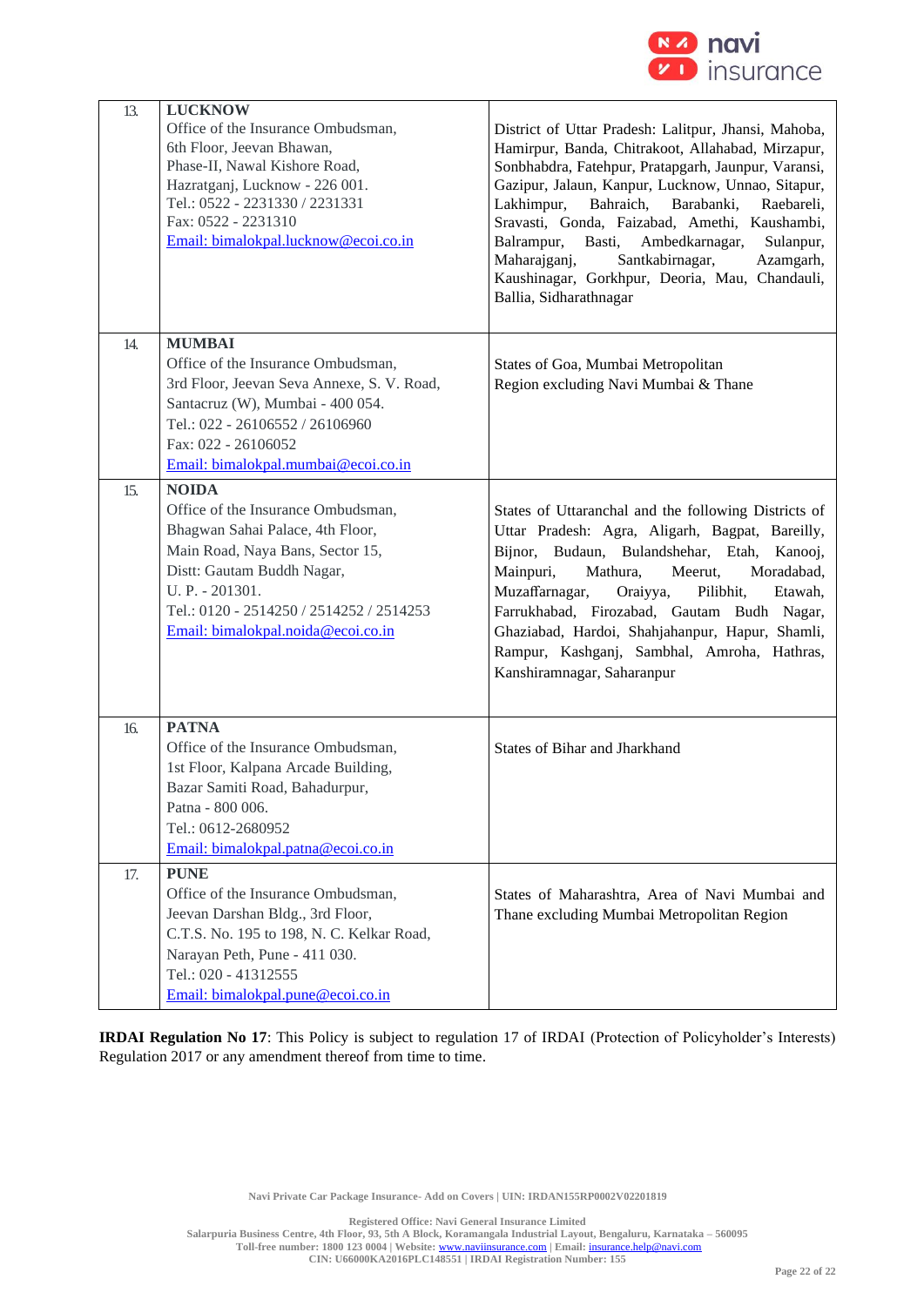| | | |
|---|---|---|
| 13. | **LUCKNOW**<br>Office of the Insurance Ombudsman,<br>6th Floor, Jeevan Bhawan,<br>Phase-II, Nawal Kishore Road,<br>Hazratganj, Lucknow - 226 001.<br>Tel.: 0522 - 2231330 / 2231331<br>Fax: 0522 - 2231310<br>Email: bimalokpal.lucknow@ecoi.co.in | District of Uttar Pradesh: Lalitpur, Jhansi, Mahoba, Hamirpur, Banda, Chitrakoot, Allahabad, Mirzapur, Sonbhabdra, Fatehpur, Pratapgarh, Jaunpur, Varansi, Gazipur, Jalaun, Kanpur, Lucknow, Unnao, Sitapur, Lakhimpur, Bahraich, Barabanki, Raebareli, Sravasti, Gonda, Faizabad, Amethi, Kaushambi, Balrampur, Basti, Ambedkarnagar, Sulanpur, Maharajganj, Santkabirnagar, Azamgarh, Kaushinagar, Gorkhpur, Deoria, Mau, Chandauli, Ballia, Sidharathnagar |
| 14. | **MUMBAI**<br>Office of the Insurance Ombudsman,<br>3rd Floor, Jeevan Seva Annexe, S. V. Road,<br>Santacruz (W), Mumbai - 400 054.<br>Tel.: 022 - 26106552 / 26106960<br>Fax: 022 - 26106052<br>Email: bimalokpal.mumbai@ecoi.co.in | States of Goa, Mumbai Metropolitan Region excluding Navi Mumbai & Thane |
| 15. | **NOIDA**<br>Office of the Insurance Ombudsman,<br>Bhagwan Sahai Palace, 4th Floor,<br>Main Road, Naya Bans, Sector 15,<br>Distt: Gautam Buddh Nagar,<br>U. P. - 201301.<br>Tel.: 0120 - 2514250 / 2514252 / 2514253<br>Email: bimalokpal.noida@ecoi.co.in | States of Uttaranchal and the following Districts of Uttar Pradesh: Agra, Aligarh, Bagpat, Bareilly, Bijnor, Budaun, Bulandshehar, Etah, Kanooj, Mainpuri, Mathura, Meerut, Moradabad, Muzaffarnagar, Oraiyya, Pilibhit, Etawah, Farrukhabad, Firozabad, Gautam Budh Nagar, Ghaziabad, Hardoi, Shahjahanpur, Hapur, Shamli, Rampur, Kashganj, Sambhal, Amroha, Hathras, Kanshiramnagar, Saharanpur |
| 16. | **PATNA**<br>Office of the Insurance Ombudsman,<br>1st Floor, Kalpana Arcade Building,<br>Bazar Samiti Road, Bahadurpur,<br>Patna - 800 006.<br>Tel.: 0612-2680952<br>Email: bimalokpal.patna@ecoi.co.in | States of Bihar and Jharkhand |
| 17. | **PUNE**<br>Office of the Insurance Ombudsman,<br>Jeevan Darshan Bldg., 3rd Floor,<br>C.T.S. No. 195 to 198, N. C. Kelkar Road,<br>Narayan Peth, Pune - 411 030.<br>Tel.: 020 - 41312555<br>Email: bimalokpal.pune@ecoi.co.in | States of Maharashtra, Area of Navi Mumbai and Thane excluding Mumbai Metropolitan Region |

**IRDAI Regulation No 17**: This Policy is subject to regulation 17 of IRDAI (Protection of Policyholder's Interests) Regulation 2017 or any amendment thereof from time to time.